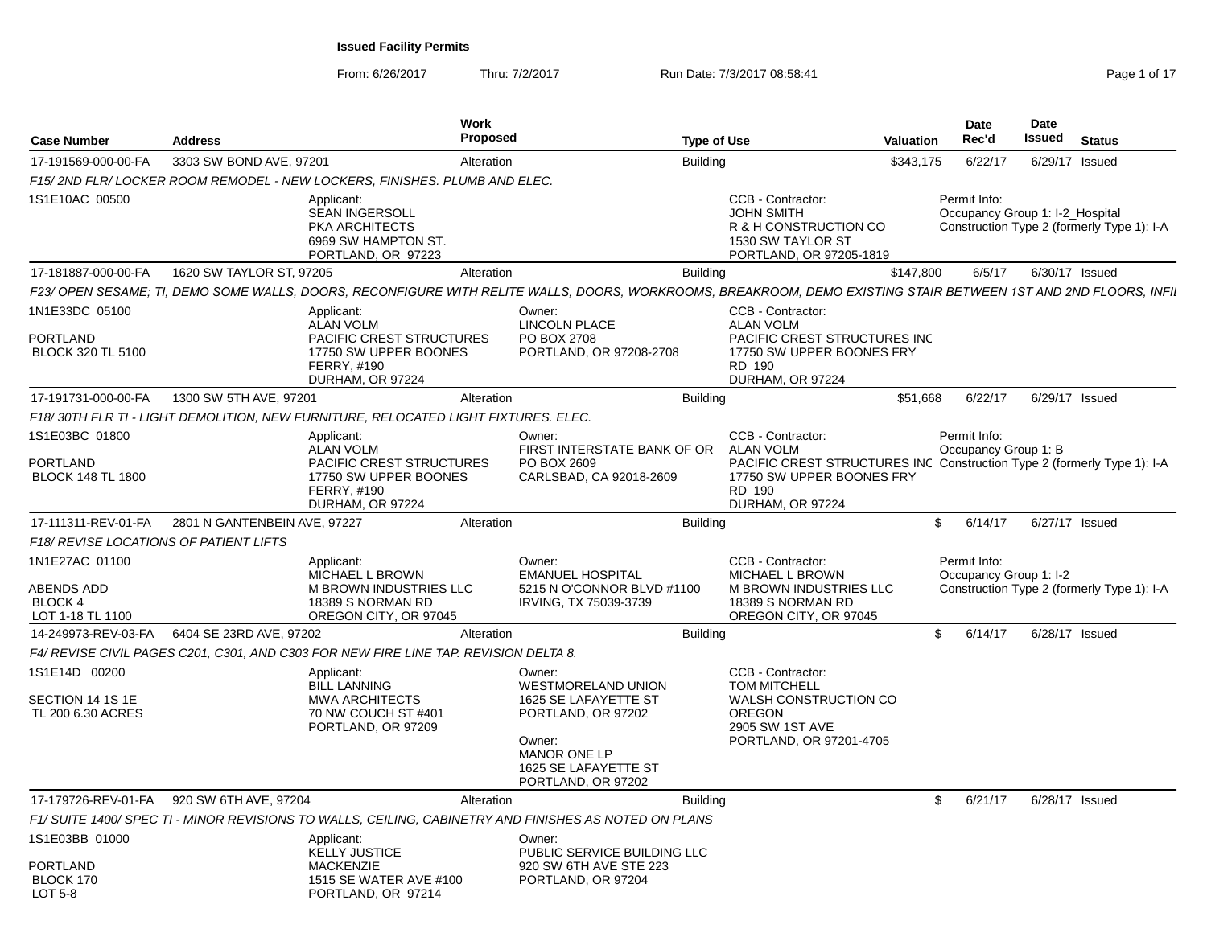# Issued Facility Permits

From: 6/26/2017 Thru: 7/2/2017 Run Date: 7/3/2017 08:58:41

| Case Number | Address | Work Proposed | Type of Use | Valuation | Date Rec'd | Date Issued | Status |
|---|---|---|---|---|---|---|---|
| 17-191569-000-00-FA | 3303 SW BOND AVE, 97201 | Alteration | Building | $343,175 | 6/22/17 | 6/29/17 | Issued |

*F15/ 2ND FLR/ LOCKER ROOM REMODEL - NEW LOCKERS, FINISHES. PLUMB AND ELEC.*

1S1E10AC 00500

Applicant:
SEAN INGERSOLL
PKA ARCHITECTS
6969 SW HAMPTON ST.
PORTLAND, OR 97223

CCB - Contractor:
JOHN SMITH
R & H CONSTRUCTION CO
1530 SW TAYLOR ST
PORTLAND, OR 97205-1819

Permit Info:
Occupancy Group 1: I-2_Hospital
Construction Type 2 (formerly Type 1): I-A

| Case Number | Address | Work Proposed | Type of Use | Valuation | Date Rec'd | Date Issued | Status |
|---|---|---|---|---|---|---|---|
| 17-181887-000-00-FA | 1620 SW TAYLOR ST, 97205 | Alteration | Building | $147,800 | 6/5/17 | 6/30/17 | Issued |

*F23/ OPEN SESAME; TI, DEMO SOME WALLS, DOORS, RECONFIGURE WITH RELITE WALLS, DOORS, WORKROOMS, BREAKROOM, DEMO EXISTING STAIR BETWEEN 1ST AND 2ND FLOORS, INFIL*

1N1E33DC 05100
PORTLAND
BLOCK 320 TL 5100

Applicant:
ALAN VOLM
PACIFIC CREST STRUCTURES
17750 SW UPPER BOONES FERRY, #190
DURHAM, OR 97224

Owner:
LINCOLN PLACE
PO BOX 2708
PORTLAND, OR 97208-2708

CCB - Contractor:
ALAN VOLM
PACIFIC CREST STRUCTURES INC
17750 SW UPPER BOONES FRY RD 190
DURHAM, OR 97224

| Case Number | Address | Work Proposed | Type of Use | Valuation | Date Rec'd | Date Issued | Status |
|---|---|---|---|---|---|---|---|
| 17-191731-000-00-FA | 1300 SW 5TH AVE, 97201 | Alteration | Building | $51,668 | 6/22/17 | 6/29/17 | Issued |

*F18/ 30TH FLR TI - LIGHT DEMOLITION, NEW FURNITURE, RELOCATED LIGHT FIXTURES. ELEC.*

1S1E03BC 01800
PORTLAND
BLOCK 148 TL 1800

Applicant:
ALAN VOLM
PACIFIC CREST STRUCTURES
17750 SW UPPER BOONES FERRY, #190
DURHAM, OR 97224

Owner:
FIRST INTERSTATE BANK OF OR
PO BOX 2609
CARLSBAD, CA 92018-2609

CCB - Contractor:
ALAN VOLM
PACIFIC CREST STRUCTURES INC
17750 SW UPPER BOONES FRY RD 190
DURHAM, OR 97224

Permit Info:
Occupancy Group 1: B
Construction Type 2 (formerly Type 1): I-A

| Case Number | Address | Work Proposed | Type of Use | Valuation | Date Rec'd | Date Issued | Status |
|---|---|---|---|---|---|---|---|
| 17-111311-REV-01-FA | 2801 N GANTENBEIN AVE, 97227 | Alteration | Building | $ | 6/14/17 | 6/27/17 | Issued |

*F18/ REVISE LOCATIONS OF PATIENT LIFTS*

1N1E27AC 01100
ABENDS ADD
BLOCK 4
LOT 1-18 TL 1100

Applicant:
MICHAEL L BROWN
M BROWN INDUSTRIES LLC
18389 S NORMAN RD
OREGON CITY, OR 97045

Owner:
EMANUEL HOSPITAL
5215 N O'CONNOR BLVD #1100
IRVING, TX 75039-3739

CCB - Contractor:
MICHAEL L BROWN
M BROWN INDUSTRIES LLC
18389 S NORMAN RD
OREGON CITY, OR 97045

Permit Info:
Occupancy Group 1: I-2
Construction Type 2 (formerly Type 1): I-A

| Case Number | Address | Work Proposed | Type of Use | Valuation | Date Rec'd | Date Issued | Status |
|---|---|---|---|---|---|---|---|
| 14-249973-REV-03-FA | 6404 SE 23RD AVE, 97202 | Alteration | Building | $ | 6/14/17 | 6/28/17 | Issued |

*F4/ REVISE CIVIL PAGES C201, C301, AND C303 FOR NEW FIRE LINE TAP. REVISION DELTA 8.*

1S1E14D 00200
SECTION 14 1S 1E
TL 200 6.30 ACRES

Applicant:
BILL LANNING
MWA ARCHITECTS
70 NW COUCH ST #401
PORTLAND, OR 97209

Owner:
WESTMORELAND UNION
1625 SE LAFAYETTE ST
PORTLAND, OR 97202

Owner:
MANOR ONE LP
1625 SE LAFAYETTE ST
PORTLAND, OR 97202

CCB - Contractor:
TOM MITCHELL
WALSH CONSTRUCTION CO OREGON
2905 SW 1ST AVE
PORTLAND, OR 97201-4705

| Case Number | Address | Work Proposed | Type of Use | Valuation | Date Rec'd | Date Issued | Status |
|---|---|---|---|---|---|---|---|
| 17-179726-REV-01-FA | 920 SW 6TH AVE, 97204 | Alteration | Building | $ | 6/21/17 | 6/28/17 | Issued |

*F1/ SUITE 1400/ SPEC TI - MINOR REVISIONS TO WALLS, CEILING, CABINETRY AND FINISHES AS NOTED ON PLANS*

1S1E03BB 01000
PORTLAND
BLOCK 170
LOT 5-8

Applicant:
KELLY JUSTICE
MACKENZIE
1515 SE WATER AVE #100
PORTLAND, OR 97214

Owner:
PUBLIC SERVICE BUILDING LLC
920 SW 6TH AVE STE 223
PORTLAND, OR 97204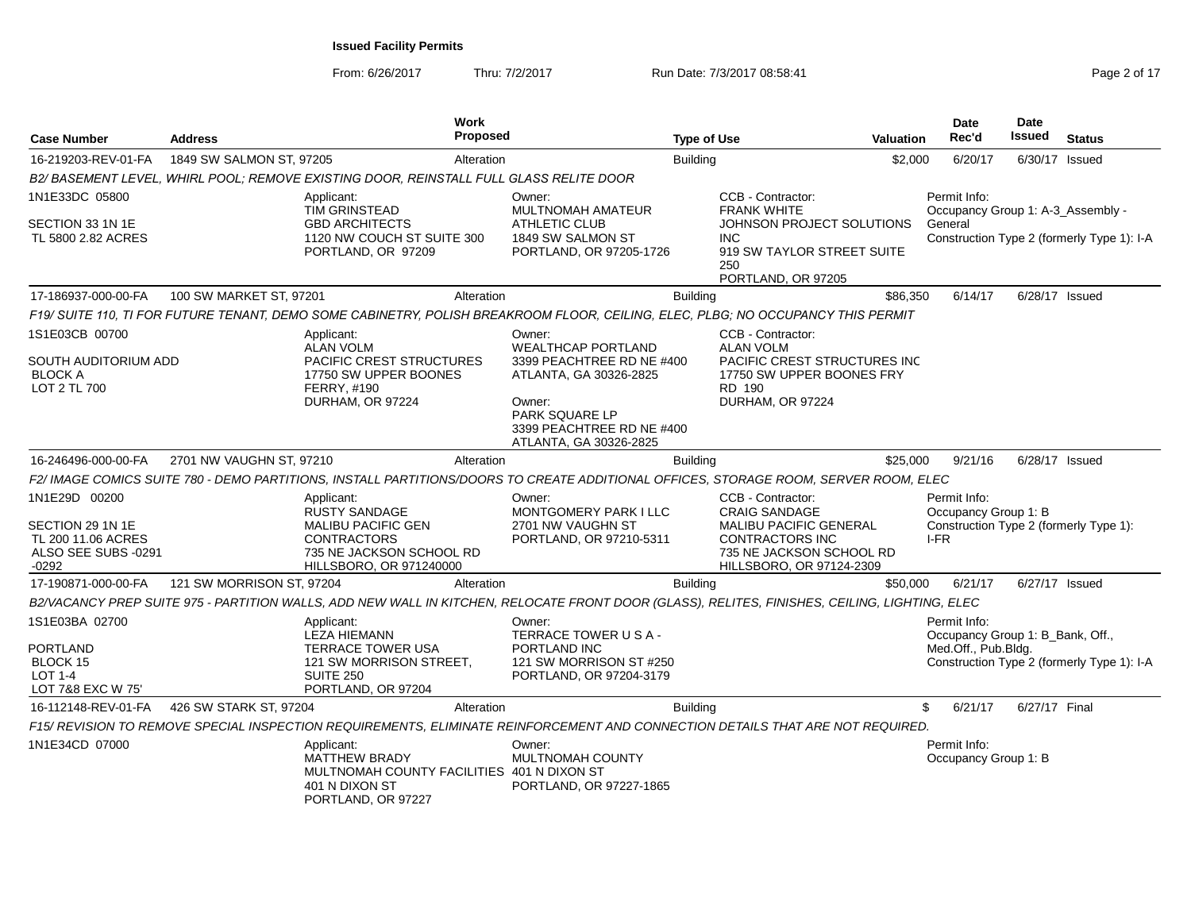# Issued Facility Permits

From: 6/26/2017 Thru: 7/2/2017 Run Date: 7/3/2017 08:58:41

| Case Number | Address | Work Proposed | Type of Use | Valuation | Date Rec'd | Date Issued | Status |
|---|---|---|---|---|---|---|---|
| 16-219203-REV-01-FA | 1849 SW SALMON ST, 97205 | Alteration | Building | $2,000 | 6/20/17 | 6/30/17 | Issued |

*B2/ BASEMENT LEVEL, WHIRL POOL; REMOVE EXISTING DOOR, REINSTALL FULL GLASS RELITE DOOR*

1N1E33DC 05800

SECTION 33 1N 1E
TL 5800 2.82 ACRES

Applicant: TIM GRINSTEAD, GBD ARCHITECTS, 1120 NW COUCH ST SUITE 300, PORTLAND, OR 97209

Owner: MULTNOMAH AMATEUR ATHLETIC CLUB, 1849 SW SALMON ST, PORTLAND, OR 97205-1726

CCB - Contractor: FRANK WHITE, JOHNSON PROJECT SOLUTIONS INC, 919 SW TAYLOR STREET SUITE 250, PORTLAND, OR 97205

Permit Info: Occupancy Group 1: A-3_Assembly - General; Construction Type 2 (formerly Type 1): I-A

---

| Case Number | Address | Work Proposed | Type of Use | Valuation | Date Rec'd | Date Issued | Status |
|---|---|---|---|---|---|---|---|
| 17-186937-000-00-FA | 100 SW MARKET ST, 97201 | Alteration | Building | $86,350 | 6/14/17 | 6/28/17 | Issued |

*F19/ SUITE 110, TI FOR FUTURE TENANT, DEMO SOME CABINETRY, POLISH BREAKROOM FLOOR, CEILING, ELEC, PLBG; NO OCCUPANCY THIS PERMIT*

1S1E03CB 00700

SOUTH AUDITORIUM ADD
BLOCK A
LOT 2 TL 700

Applicant: ALAN VOLM, PACIFIC CREST STRUCTURES, 17750 SW UPPER BOONES FERRY, #190, DURHAM, OR 97224

Owner: WEALTHCAP PORTLAND, 3399 PEACHTREE RD NE #400, ATLANTA, GA 30326-2825

Owner: PARK SQUARE LP, 3399 PEACHTREE RD NE #400, ATLANTA, GA 30326-2825

CCB - Contractor: ALAN VOLM, PACIFIC CREST STRUCTURES INC, 17750 SW UPPER BOONES FRY RD 190, DURHAM, OR 97224

---

| Case Number | Address | Work Proposed | Type of Use | Valuation | Date Rec'd | Date Issued | Status |
|---|---|---|---|---|---|---|---|
| 16-246496-000-00-FA | 2701 NW VAUGHN ST, 97210 | Alteration | Building | $25,000 | 9/21/16 | 6/28/17 | Issued |

*F2/ IMAGE COMICS SUITE 780 - DEMO PARTITIONS, INSTALL PARTITIONS/DOORS TO CREATE ADDITIONAL OFFICES, STORAGE ROOM, SERVER ROOM, ELEC*

1N1E29D 00200

SECTION 29 1N 1E
TL 200 11.06 ACRES
ALSO SEE SUBS -0291 -0292

Applicant: RUSTY SANDAGE, MALIBU PACIFIC GEN CONTRACTORS, 735 NE JACKSON SCHOOL RD, HILLSBORO, OR 971240000

Owner: MONTGOMERY PARK I LLC, 2701 NW VAUGHN ST, PORTLAND, OR 97210-5311

CCB - Contractor: CRAIG SANDAGE, MALIBU PACIFIC GENERAL CONTRACTORS INC, 735 NE JACKSON SCHOOL RD, HILLSBORO, OR 97124-2309

Permit Info: Occupancy Group 1: B; Construction Type 2 (formerly Type 1): I-FR

---

| Case Number | Address | Work Proposed | Type of Use | Valuation | Date Rec'd | Date Issued | Status |
|---|---|---|---|---|---|---|---|
| 17-190871-000-00-FA | 121 SW MORRISON ST, 97204 | Alteration | Building | $50,000 | 6/21/17 | 6/27/17 | Issued |

*B2/VACANCY PREP SUITE 975 - PARTITION WALLS, ADD NEW WALL IN KITCHEN, RELOCATE FRONT DOOR (GLASS), RELITES, FINISHES, CEILING, LIGHTING, ELEC*

1S1E03BA 02700

PORTLAND
BLOCK 15
LOT 1-4
LOT 7&8 EXC W 75'

Applicant: LEZA HIEMANN, TERRACE TOWER USA, 121 SW MORRISON STREET, SUITE 250, PORTLAND, OR 97204

Owner: TERRACE TOWER U S A - PORTLAND INC, 121 SW MORRISON ST #250, PORTLAND, OR 97204-3179

Permit Info: Occupancy Group 1: B_Bank, Off., Med.Off., Pub.Bldg.; Construction Type 2 (formerly Type 1): I-A

---

| Case Number | Address | Work Proposed | Type of Use | Valuation | Date Rec'd | Date Issued | Status |
|---|---|---|---|---|---|---|---|
| 16-112148-REV-01-FA | 426 SW STARK ST, 97204 | Alteration | Building | $ | 6/21/17 | 6/27/17 | Final |

*F15/ REVISION TO REMOVE SPECIAL INSPECTION REQUIREMENTS, ELIMINATE REINFORCEMENT AND CONNECTION DETAILS THAT ARE NOT REQUIRED.*

1N1E34CD 07000

Applicant: MATTHEW BRADY, MULTNOMAH COUNTY FACILITIES, 401 N DIXON ST, PORTLAND, OR 97227

Owner: MULTNOMAH COUNTY, 401 N DIXON ST, PORTLAND, OR 97227-1865

Permit Info: Occupancy Group 1: B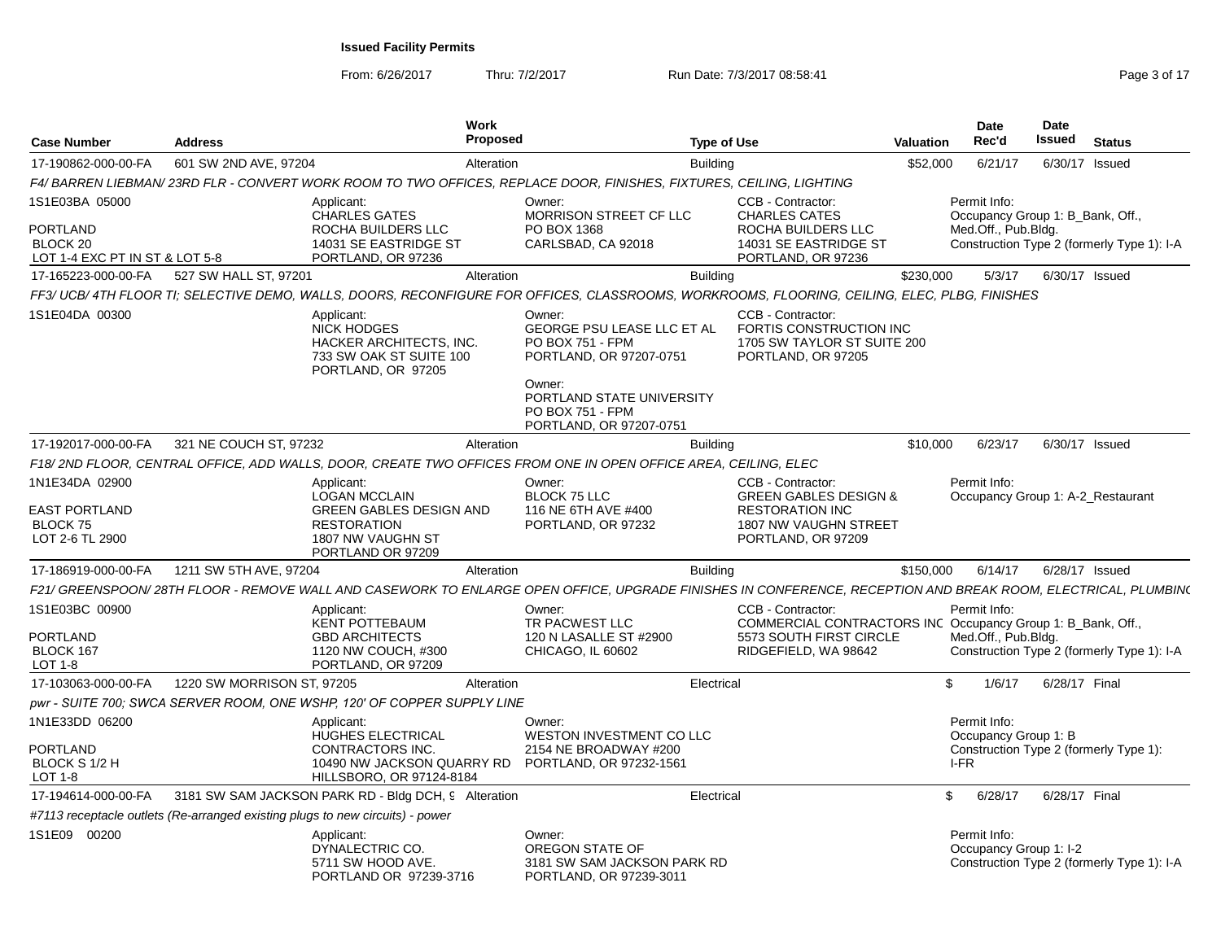**Issued Facility Permits**

From: 6/26/2017 Thru: 7/2/2017 Run Date: 7/3/2017 08:58:41

| Case Number | Address | Work Proposed | Type of Use | Valuation | Date Rec'd | Date Issued | Status |
|---|---|---|---|---|---|---|---|
| 17-190862-000-00-FA | 601 SW 2ND AVE, 97204 | Alteration | Building | $52,000 | 6/21/17 | 6/30/17 | Issued |

*F4/ BARREN LIEBMAN/ 23RD FLR - CONVERT WORK ROOM TO TWO OFFICES, REPLACE DOOR, FINISHES, FIXTURES, CEILING, LIGHTING*

1S1E03BA 05000
PORTLAND
BLOCK 20
LOT 1-4 EXC PT IN ST & LOT 5-8

Applicant: CHARLES GATES, ROCHA BUILDERS LLC, 14031 SE EASTRIDGE ST, PORTLAND, OR 97236

Owner: MORRISON STREET CF LLC, PO BOX 1368, CARLSBAD, CA 92018

CCB - Contractor: CHARLES CATES, ROCHA BUILDERS LLC, 14031 SE EASTRIDGE ST, PORTLAND, OR 97236

Permit Info: Occupancy Group 1: B_Bank, Off., Med.Off., Pub.Bldg. Construction Type 2 (formerly Type 1): I-A

| Case Number | Address | Work Proposed | Type of Use | Valuation | Date Rec'd | Date Issued | Status |
|---|---|---|---|---|---|---|---|
| 17-165223-000-00-FA | 527 SW HALL ST, 97201 | Alteration | Building | $230,000 | 5/3/17 | 6/30/17 | Issued |

*FF3/ UCB/ 4TH FLOOR TI; SELECTIVE DEMO, WALLS, DOORS, RECONFIGURE FOR OFFICES, CLASSROOMS, WORKROOMS, FLOORING, CEILING, ELEC, PLBG, FINISHES*

1S1E04DA 00300

Applicant: NICK HODGES, HACKER ARCHITECTS, INC., 733 SW OAK ST SUITE 100, PORTLAND, OR 97205

Owner: GEORGE PSU LEASE LLC ET AL, PO BOX 751 - FPM, PORTLAND, OR 97207-0751

Owner: PORTLAND STATE UNIVERSITY, PO BOX 751 - FPM, PORTLAND, OR 97207-0751

CCB - Contractor: FORTIS CONSTRUCTION INC, 1705 SW TAYLOR ST SUITE 200, PORTLAND, OR 97205

| Case Number | Address | Work Proposed | Type of Use | Valuation | Date Rec'd | Date Issued | Status |
|---|---|---|---|---|---|---|---|
| 17-192017-000-00-FA | 321 NE COUCH ST, 97232 | Alteration | Building | $10,000 | 6/23/17 | 6/30/17 | Issued |

*F18/ 2ND FLOOR, CENTRAL OFFICE, ADD WALLS, DOOR, CREATE TWO OFFICES FROM ONE IN OPEN OFFICE AREA, CEILING, ELEC*

1N1E34DA 02900
EAST PORTLAND
BLOCK 75
LOT 2-6 TL 2900

Applicant: LOGAN MCCLAIN, GREEN GABLES DESIGN AND RESTORATION, 1807 NW VAUGHN ST, PORTLAND OR 97209

Owner: BLOCK 75 LLC, 116 NE 6TH AVE #400, PORTLAND, OR 97232

CCB - Contractor: GREEN GABLES DESIGN & RESTORATION INC, 1807 NW VAUGHN STREET, PORTLAND, OR 97209

Permit Info: Occupancy Group 1: A-2_Restaurant

| Case Number | Address | Work Proposed | Type of Use | Valuation | Date Rec'd | Date Issued | Status |
|---|---|---|---|---|---|---|---|
| 17-186919-000-00-FA | 1211 SW 5TH AVE, 97204 | Alteration | Building | $150,000 | 6/14/17 | 6/28/17 | Issued |

*F21/ GREENSPOON/ 28TH FLOOR - REMOVE WALL AND CASEWORK TO ENLARGE OPEN OFFICE, UPGRADE FINISHES IN CONFERENCE, RECEPTION AND BREAK ROOM, ELECTRICAL, PLUMBING*

1S1E03BC 00900
PORTLAND
BLOCK 167
LOT 1-8

Applicant: KENT POTTEBAUM, GBD ARCHITECTS, 1120 NW COUCH, #300, PORTLAND, OR 97209

Owner: TR PACWEST LLC, 120 N LASALLE ST #2900, CHICAGO, IL 60602

CCB - Contractor: COMMERCIAL CONTRACTORS INC, 5573 SOUTH FIRST CIRCLE, RIDGEFIELD, WA 98642

Permit Info: Occupancy Group 1: B_Bank, Off., Med.Off., Pub.Bldg. Construction Type 2 (formerly Type 1): I-A

| Case Number | Address | Work Proposed | Type of Use | Valuation | Date Rec'd | Date Issued | Status |
|---|---|---|---|---|---|---|---|
| 17-103063-000-00-FA | 1220 SW MORRISON ST, 97205 | Alteration | Electrical | $ | 1/6/17 | 6/28/17 | Final |

*pwr - SUITE 700; SWCA SERVER ROOM, ONE WSHP, 120' OF COPPER SUPPLY LINE*

1N1E33DD 06200
PORTLAND
BLOCK S 1/2 H
LOT 1-8

Applicant: HUGHES ELECTRICAL CONTRACTORS INC., 10490 NW JACKSON QUARRY RD, HILLSBORO, OR 97124-8184

Owner: WESTON INVESTMENT CO LLC, 2154 NE BROADWAY #200, PORTLAND, OR 97232-1561

Permit Info: Occupancy Group 1: B. Construction Type 2 (formerly Type 1): I-FR

| Case Number | Address | Work Proposed | Type of Use | Valuation | Date Rec'd | Date Issued | Status |
|---|---|---|---|---|---|---|---|
| 17-194614-000-00-FA | 3181 SW SAM JACKSON PARK RD - Bldg DCH, 9 | Alteration | Electrical | $ | 6/28/17 | 6/28/17 | Final |

*#7113 receptacle outlets (Re-arranged existing plugs to new circuits) - power*

1S1E09 00200

Applicant: DYNALECTRIC CO., 5711 SW HOOD AVE., PORTLAND OR 97239-3716

Owner: OREGON STATE OF, 3181 SW SAM JACKSON PARK RD, PORTLAND, OR 97239-3011

Permit Info: Occupancy Group 1: I-2. Construction Type 2 (formerly Type 1): I-A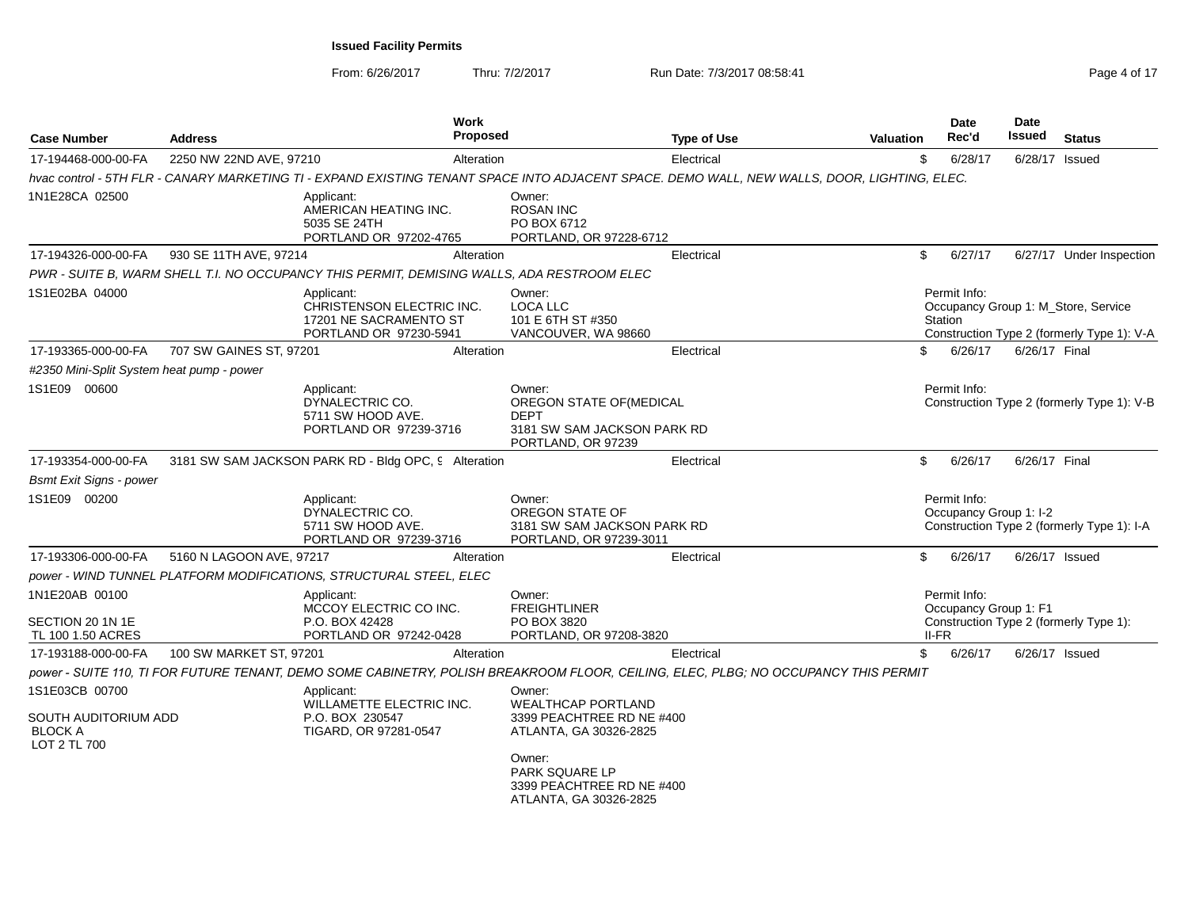**Issued Facility Permits**

From: 6/26/2017 Thru: 7/2/2017 Run Date: 7/3/2017 08:58:41

| Case Number | Address | Work Proposed | Type of Use | Valuation | Date Rec'd | Date Issued | Status |
|---|---|---|---|---|---|---|---|
| 17-194468-000-00-FA | 2250 NW 22ND AVE, 97210 | Alteration | Electrical | $ | 6/28/17 | 6/28/17 | Issued |
| *hvac control - 5TH FLR - CANARY MARKETING TI - EXPAND EXISTING TENANT SPACE INTO ADJACENT SPACE. DEMO WALL, NEW WALLS, DOOR, LIGHTING, ELEC.* | | | | | | | |
| 1N1E28CA 02500 | Applicant: AMERICAN HEATING INC. 5035 SE 24TH PORTLAND OR 97202-4765 | Owner: ROSAN INC PO BOX 6712 PORTLAND, OR 97228-6712 | | | | | |
| 17-194326-000-00-FA | 930 SE 11TH AVE, 97214 | Alteration | Electrical | $ | 6/27/17 | 6/27/17 | Under Inspection |
| *PWR - SUITE B, WARM SHELL T.I. NO OCCUPANCY THIS PERMIT, DEMISING WALLS, ADA RESTROOM ELEC* | | | | | | | |
| 1S1E02BA 04000 | Applicant: CHRISTENSON ELECTRIC INC. 17201 NE SACRAMENTO ST PORTLAND OR 97230-5941 | Owner: LOCA LLC 101 E 6TH ST #350 VANCOUVER, WA 98660 | | Permit Info: Occupancy Group 1: M_Store, Service Station Construction Type 2 (formerly Type 1): V-A | | | |
| 17-193365-000-00-FA | 707 SW GAINES ST, 97201 | Alteration | Electrical | $ | 6/26/17 | 6/26/17 | Final |
| *#2350 Mini-Split System heat pump - power* | | | | | | | |
| 1S1E09 00600 | Applicant: DYNALECTRIC CO. 5711 SW HOOD AVE. PORTLAND OR 97239-3716 | Owner: OREGON STATE OF(MEDICAL DEPT 3181 SW SAM JACKSON PARK RD PORTLAND, OR 97239 | | Permit Info: Construction Type 2 (formerly Type 1): V-B | | | |
| 17-193354-000-00-FA | 3181 SW SAM JACKSON PARK RD - Bldg OPC, 9 | Alteration | Electrical | $ | 6/26/17 | 6/26/17 | Final |
| *Bsmt Exit Signs - power* | | | | | | | |
| 1S1E09 00200 | Applicant: DYNALECTRIC CO. 5711 SW HOOD AVE. PORTLAND OR 97239-3716 | Owner: OREGON STATE OF 3181 SW SAM JACKSON PARK RD PORTLAND, OR 97239-3011 | | Permit Info: Occupancy Group 1: I-2 Construction Type 2 (formerly Type 1): I-A | | | |
| 17-193306-000-00-FA | 5160 N LAGOON AVE, 97217 | Alteration | Electrical | $ | 6/26/17 | 6/26/17 | Issued |
| *power - WIND TUNNEL PLATFORM MODIFICATIONS, STRUCTURAL STEEL, ELEC* | | | | | | | |
| 1N1E20AB 00100 SECTION 20 1N 1E TL 100 1.50 ACRES | Applicant: MCCOY ELECTRIC CO INC. P.O. BOX 42428 PORTLAND OR 97242-0428 | Owner: FREIGHTLINER PO BOX 3820 PORTLAND, OR 97208-3820 | | Permit Info: Occupancy Group 1: F1 Construction Type 2 (formerly Type 1): II-FR | | | |
| 17-193188-000-00-FA | 100 SW MARKET ST, 97201 | Alteration | Electrical | $ | 6/26/17 | 6/26/17 | Issued |
| *power - SUITE 110, TI FOR FUTURE TENANT, DEMO SOME CABINETRY, POLISH BREAKROOM FLOOR, CEILING, ELEC, PLBG; NO OCCUPANCY THIS PERMIT* | | | | | | | |
| 1S1E03CB 00700 SOUTH AUDITORIUM ADD BLOCK A LOT 2 TL 700 | Applicant: WILLAMETTE ELECTRIC INC. P.O. BOX 230547 TIGARD, OR 97281-0547 | Owner: WEALTHCAP PORTLAND 3399 PEACHTREE RD NE #400 ATLANTA, GA 30326-2825 Owner: PARK SQUARE LP 3399 PEACHTREE RD NE #400 ATLANTA, GA 30326-2825 | | | | | |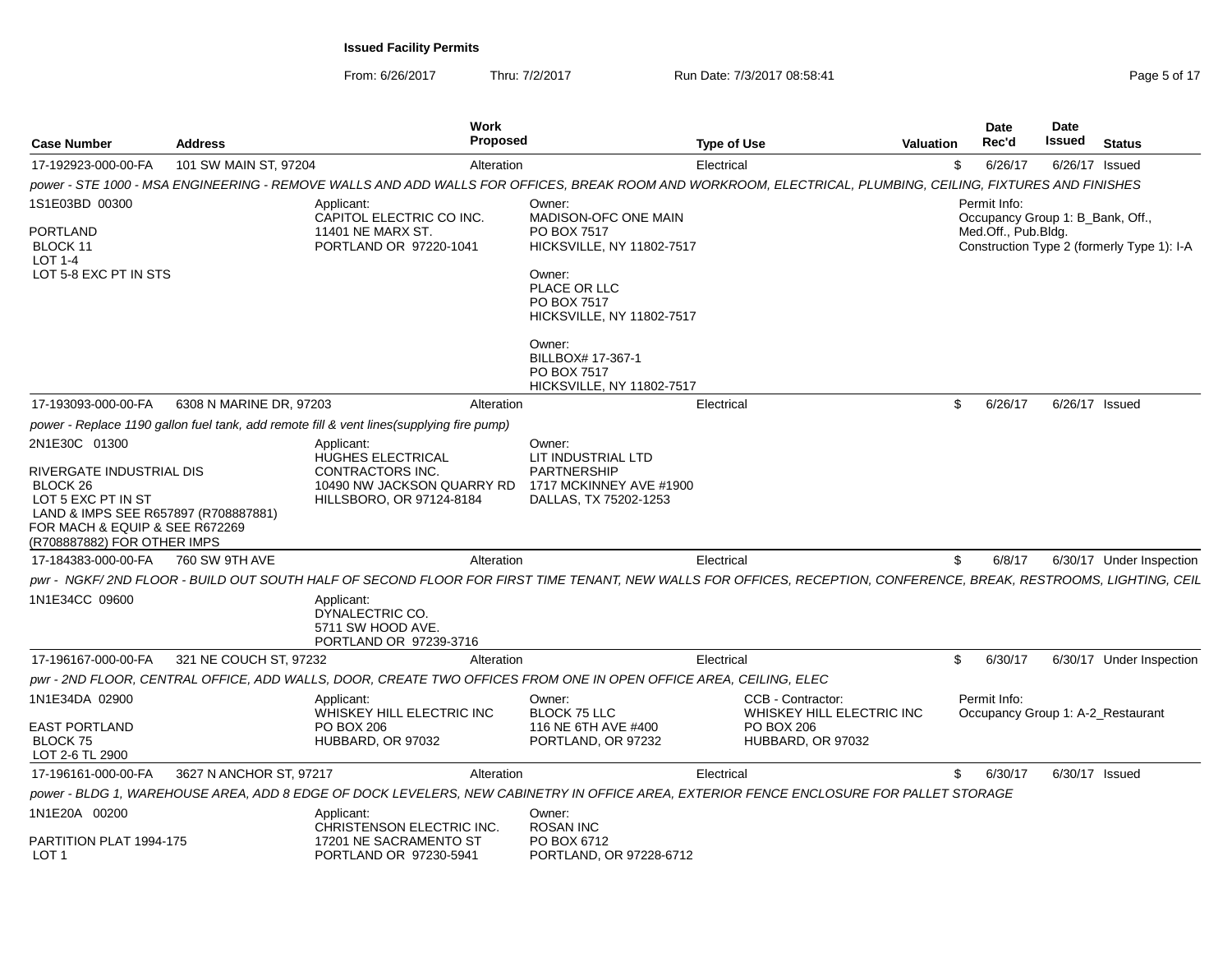**Issued Facility Permits**

From: 6/26/2017 Thru: 7/2/2017 Run Date: 7/3/2017 08:58:41

| Case Number | Address | Work Proposed | Type of Use | Valuation | Date Rec'd | Date Issued | Status |
|---|---|---|---|---|---|---|---|
| 17-192923-000-00-FA | 101 SW MAIN ST, 97204 | Alteration | Electrical | $ | 6/26/17 | 6/26/17 | Issued |

*power - STE 1000 - MSA ENGINEERING - REMOVE WALLS AND ADD WALLS FOR OFFICES, BREAK ROOM AND WORKROOM, ELECTRICAL, PLUMBING, CEILING, FIXTURES AND FINISHES*

1S1E03BD 00300
PORTLAND
BLOCK 11
LOT 1-4
LOT 5-8 EXC PT IN STS

Applicant:
CAPITOL ELECTRIC CO INC.
11401 NE MARX ST.
PORTLAND OR 97220-1041

Owner:
MADISON-OFC ONE MAIN
PO BOX 7517
HICKSVILLE, NY 11802-7517

Owner:
PLACE OR LLC
PO BOX 7517
HICKSVILLE, NY 11802-7517

Owner:
BILLBOX# 17-367-1
PO BOX 7517
HICKSVILLE, NY 11802-7517

Permit Info:
Occupancy Group 1: B_Bank, Off., Med.Off., Pub.Bldg.
Construction Type 2 (formerly Type 1): I-A

| Case Number | Address | Work Proposed | Type of Use | Valuation | Date Rec'd | Date Issued | Status |
|---|---|---|---|---|---|---|---|
| 17-193093-000-00-FA | 6308 N MARINE DR, 97203 | Alteration | Electrical | $ | 6/26/17 | 6/26/17 | Issued |

*power - Replace 1190 gallon fuel tank, add remote fill & vent lines(supplying fire pump)*

2N1E30C 01300
RIVERGATE INDUSTRIAL DIS
BLOCK 26
LOT 5 EXC PT IN ST
LAND & IMPS SEE R657897 (R708887881)
FOR MACH & EQUIP & SEE R672269
(R708887882) FOR OTHER IMPS

Applicant:
HUGHES ELECTRICAL CONTRACTORS INC.
10490 NW JACKSON QUARRY RD
HILLSBORO, OR 97124-8184

Owner:
LIT INDUSTRIAL LTD PARTNERSHIP
1717 MCKINNEY AVE #1900
DALLAS, TX 75202-1253

| Case Number | Address | Work Proposed | Type of Use | Valuation | Date Rec'd | Date Issued | Status |
|---|---|---|---|---|---|---|---|
| 17-184383-000-00-FA | 760 SW 9TH AVE | Alteration | Electrical | $ | 6/8/17 | 6/30/17 | Under Inspection |

*pwr - NGKF/ 2ND FLOOR - BUILD OUT SOUTH HALF OF SECOND FLOOR FOR FIRST TIME TENANT, NEW WALLS FOR OFFICES, RECEPTION, CONFERENCE, BREAK, RESTROOMS, LIGHTING, CEIL*

1N1E34CC 09600

Applicant:
DYNALECTRIC CO.
5711 SW HOOD AVE.
PORTLAND OR 97239-3716

| Case Number | Address | Work Proposed | Type of Use | Valuation | Date Rec'd | Date Issued | Status |
|---|---|---|---|---|---|---|---|
| 17-196167-000-00-FA | 321 NE COUCH ST, 97232 | Alteration | Electrical | $ | 6/30/17 | 6/30/17 | Under Inspection |

*pwr - 2ND FLOOR, CENTRAL OFFICE, ADD WALLS, DOOR, CREATE TWO OFFICES FROM ONE IN OPEN OFFICE AREA, CEILING, ELEC*

1N1E34DA 02900
EAST PORTLAND
BLOCK 75
LOT 2-6 TL 2900

Applicant:
WHISKEY HILL ELECTRIC INC
PO BOX 206
HUBBARD, OR 97032

Owner:
BLOCK 75 LLC
116 NE 6TH AVE #400
PORTLAND, OR 97232

CCB - Contractor:
WHISKEY HILL ELECTRIC INC
PO BOX 206
HUBBARD, OR 97032

Permit Info:
Occupancy Group 1: A-2_Restaurant

| Case Number | Address | Work Proposed | Type of Use | Valuation | Date Rec'd | Date Issued | Status |
|---|---|---|---|---|---|---|---|
| 17-196161-000-00-FA | 3627 N ANCHOR ST, 97217 | Alteration | Electrical | $ | 6/30/17 | 6/30/17 | Issued |

*power - BLDG 1, WAREHOUSE AREA, ADD 8 EDGE OF DOCK LEVELERS, NEW CABINETRY IN OFFICE AREA, EXTERIOR FENCE ENCLOSURE FOR PALLET STORAGE*

1N1E20A 00200
PARTITION PLAT 1994-175
LOT 1

Applicant:
CHRISTENSON ELECTRIC INC.
17201 NE SACRAMENTO ST
PORTLAND OR 97230-5941

Owner:
ROSAN INC
PO BOX 6712
PORTLAND, OR 97228-6712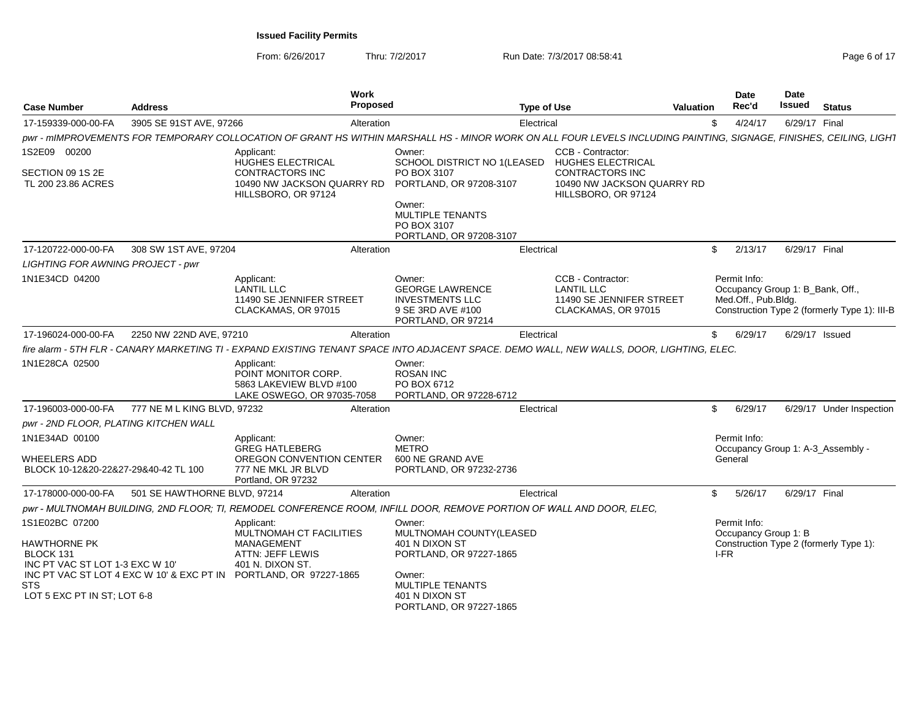**Issued Facility Permits**

From: 6/26/2017 Thru: 7/2/2017 Run Date: 7/3/2017 08:58:41

| Case Number | Address | Work Proposed | Type of Use | Valuation | Date Rec'd | Date Issued | Status |
|---|---|---|---|---|---|---|---|
| 17-159339-000-00-FA | 3905 SE 91ST AVE, 97266 | Alteration | Electrical | $ | 4/24/17 | 6/29/17 | Final |

*pwr - mIMPROVEMENTS FOR TEMPORARY COLLOCATION OF GRANT HS WITHIN MARSHALL HS - MINOR WORK ON ALL FOUR LEVELS INCLUDING PAINTING, SIGNAGE, FINISHES, CEILING, LIGHT*

1S2E09 00200

SECTION 09 1S 2E
TL 200 23.86 ACRES

Applicant:
HUGHES ELECTRICAL CONTRACTORS INC
10490 NW JACKSON QUARRY RD
HILLSBORO, OR 97124

Owner:
SCHOOL DISTRICT NO 1(LEASED
PO BOX 3107
PORTLAND, OR 97208-3107

Owner:
MULTIPLE TENANTS
PO BOX 3107
PORTLAND, OR 97208-3107

CCB - Contractor:
HUGHES ELECTRICAL CONTRACTORS INC
10490 NW JACKSON QUARRY RD
HILLSBORO, OR 97124

| Case Number | Address | Work Proposed | Type of Use | Valuation | Date Rec'd | Date Issued | Status |
|---|---|---|---|---|---|---|---|
| 17-120722-000-00-FA | 308 SW 1ST AVE, 97204 | Alteration | Electrical | $ | 2/13/17 | 6/29/17 | Final |

*LIGHTING FOR AWNING PROJECT - pwr*

1N1E34CD 04200

Applicant:
LANTIL LLC
11490 SE JENNIFER STREET
CLACKAMAS, OR 97015

Owner:
GEORGE LAWRENCE INVESTMENTS LLC
9 SE 3RD AVE #100
PORTLAND, OR 97214

CCB - Contractor:
LANTIL LLC
11490 SE JENNIFER STREET
CLACKAMAS, OR 97015

Permit Info:
Occupancy Group 1: B_Bank, Off., Med.Off., Pub.Bldg.
Construction Type 2 (formerly Type 1): III-B

| Case Number | Address | Work Proposed | Type of Use | Valuation | Date Rec'd | Date Issued | Status |
|---|---|---|---|---|---|---|---|
| 17-196024-000-00-FA | 2250 NW 22ND AVE, 97210 | Alteration | Electrical | $ | 6/29/17 | 6/29/17 | Issued |

*fire alarm - 5TH FLR - CANARY MARKETING TI - EXPAND EXISTING TENANT SPACE INTO ADJACENT SPACE. DEMO WALL, NEW WALLS, DOOR, LIGHTING, ELEC.*

1N1E28CA 02500

Applicant:
POINT MONITOR CORP.
5863 LAKEVIEW BLVD #100
LAKE OSWEGO, OR 97035-7058

Owner:
ROSAN INC
PO BOX 6712
PORTLAND, OR 97228-6712

| Case Number | Address | Work Proposed | Type of Use | Valuation | Date Rec'd | Date Issued | Status |
|---|---|---|---|---|---|---|---|
| 17-196003-000-00-FA | 777 NE M L KING BLVD, 97232 | Alteration | Electrical | $ | 6/29/17 | 6/29/17 | Under Inspection |

*pwr - 2ND FLOOR, PLATING KITCHEN WALL*

1N1E34AD 00100

WHEELERS ADD
BLOCK 10-12&20-22&27-29&40-42 TL 100

Applicant:
GREG HATLEBERG
OREGON CONVENTION CENTER
777 NE MKL JR BLVD
Portland, OR 97232

Owner:
METRO
600 NE GRAND AVE
PORTLAND, OR 97232-2736

Permit Info:
Occupancy Group 1: A-3_Assembly - General

| Case Number | Address | Work Proposed | Type of Use | Valuation | Date Rec'd | Date Issued | Status |
|---|---|---|---|---|---|---|---|
| 17-178000-000-00-FA | 501 SE HAWTHORNE BLVD, 97214 | Alteration | Electrical | $ | 5/26/17 | 6/29/17 | Final |

*pwr - MULTNOMAH BUILDING, 2ND FLOOR; TI, REMODEL CONFERENCE ROOM, INFILL DOOR, REMOVE PORTION OF WALL AND DOOR, ELEC,*

1S1E02BC 07200

HAWTHORNE PK
BLOCK 131
INC PT VAC ST LOT 1-3 EXC W 10'
INC PT VAC ST LOT 4 EXC W 10' & EXC PT IN STS
LOT 5 EXC PT IN ST; LOT 6-8

Applicant:
MULTNOMAH CT FACILITIES MANAGEMENT
ATTN: JEFF LEWIS
401 N. DIXON ST.
PORTLAND, OR 97227-1865

Owner:
MULTNOMAH COUNTY(LEASED
401 N DIXON ST
PORTLAND, OR 97227-1865

Owner:
MULTIPLE TENANTS
401 N DIXON ST
PORTLAND, OR 97227-1865

Permit Info:
Occupancy Group 1: B
Construction Type 2 (formerly Type 1): I-FR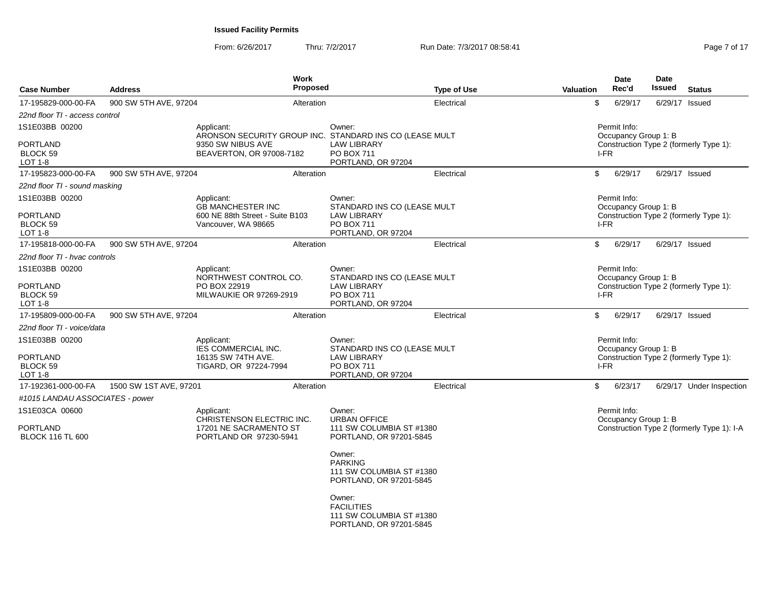**Issued Facility Permits**

From: 6/26/2017 Thru: 7/2/2017 Run Date: 7/3/2017 08:58:41

| Case Number | Address | Work Proposed | Type of Use | Valuation | Date Rec'd | Date Issued | Status |
|---|---|---|---|---|---|---|---|
| 17-195829-000-00-FA | 900 SW 5TH AVE, 97204 | Alteration | Electrical | $ | 6/29/17 | 6/29/17 | Issued |

*22nd floor TI - access control*

1S1E03BB 00200
PORTLAND
BLOCK 59
LOT 1-8

Applicant:
ARONSON SECURITY GROUP INC.
9350 SW NIBUS AVE
BEAVERTON, OR 97008-7182

Owner:
STANDARD INS CO (LEASE MULT
LAW LIBRARY
PO BOX 711
PORTLAND, OR 97204

Permit Info:
Occupancy Group 1: B
Construction Type 2 (formerly Type 1): I-FR

| Case Number | Address | Work Proposed | Type of Use | Valuation | Date Rec'd | Date Issued | Status |
|---|---|---|---|---|---|---|---|
| 17-195823-000-00-FA | 900 SW 5TH AVE, 97204 | Alteration | Electrical | $ | 6/29/17 | 6/29/17 | Issued |

*22nd floor TI - sound masking*

1S1E03BB 00200
PORTLAND
BLOCK 59
LOT 1-8

Applicant:
GB MANCHESTER INC
600 NE 88th Street - Suite B103
Vancouver, WA 98665

Owner:
STANDARD INS CO (LEASE MULT
LAW LIBRARY
PO BOX 711
PORTLAND, OR 97204

Permit Info:
Occupancy Group 1: B
Construction Type 2 (formerly Type 1): I-FR

| Case Number | Address | Work Proposed | Type of Use | Valuation | Date Rec'd | Date Issued | Status |
|---|---|---|---|---|---|---|---|
| 17-195818-000-00-FA | 900 SW 5TH AVE, 97204 | Alteration | Electrical | $ | 6/29/17 | 6/29/17 | Issued |

*22nd floor TI - hvac controls*

1S1E03BB 00200
PORTLAND
BLOCK 59
LOT 1-8

Applicant:
NORTHWEST CONTROL CO.
PO BOX 22919
MILWAUKIE OR 97269-2919

Owner:
STANDARD INS CO (LEASE MULT
LAW LIBRARY
PO BOX 711
PORTLAND, OR 97204

Permit Info:
Occupancy Group 1: B
Construction Type 2 (formerly Type 1): I-FR

| Case Number | Address | Work Proposed | Type of Use | Valuation | Date Rec'd | Date Issued | Status |
|---|---|---|---|---|---|---|---|
| 17-195809-000-00-FA | 900 SW 5TH AVE, 97204 | Alteration | Electrical | $ | 6/29/17 | 6/29/17 | Issued |

*22nd floor TI - voice/data*

1S1E03BB 00200
PORTLAND
BLOCK 59
LOT 1-8

Applicant:
IES COMMERCIAL INC.
16135 SW 74TH AVE.
TIGARD, OR 97224-7994

Owner:
STANDARD INS CO (LEASE MULT
LAW LIBRARY
PO BOX 711
PORTLAND, OR 97204

Permit Info:
Occupancy Group 1: B
Construction Type 2 (formerly Type 1): I-FR

| Case Number | Address | Work Proposed | Type of Use | Valuation | Date Rec'd | Date Issued | Status |
|---|---|---|---|---|---|---|---|
| 17-192361-000-00-FA | 1500 SW 1ST AVE, 97201 | Alteration | Electrical | $ | 6/23/17 | 6/29/17 | Under Inspection |

*#1015 LANDAU ASSOCIATES - power*

1S1E03CA 00600
PORTLAND
BLOCK 116 TL 600

Applicant:
CHRISTENSON ELECTRIC INC.
17201 NE SACRAMENTO ST
PORTLAND OR 97230-5941

Owner:
URBAN OFFICE
111 SW COLUMBIA ST #1380
PORTLAND, OR 97201-5845

Owner:
PARKING
111 SW COLUMBIA ST #1380
PORTLAND, OR 97201-5845

Owner:
FACILITIES
111 SW COLUMBIA ST #1380
PORTLAND, OR 97201-5845

Permit Info:
Occupancy Group 1: B
Construction Type 2 (formerly Type 1): I-A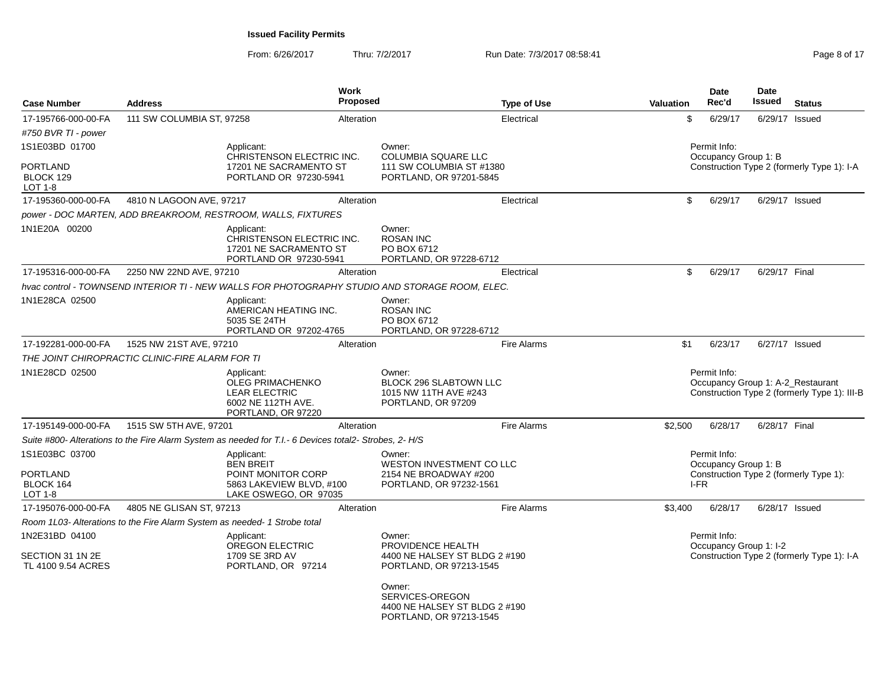**Issued Facility Permits**

From: 6/26/2017 Thru: 7/2/2017 Run Date: 7/3/2017 08:58:41

| Case Number | Address | Work Proposed | Type of Use | Valuation | Date Rec'd | Date Issued | Status |
|---|---|---|---|---|---|---|---|
| 17-195766-000-00-FA | 111 SW COLUMBIA ST, 97258 | Alteration | Electrical | $ | 6/29/17 | 6/29/17 | Issued |

*#750 BVR TI - power*

1S1E03BD 01700
PORTLAND
BLOCK 129
LOT 1-8

Applicant:
CHRISTENSON ELECTRIC INC.
17201 NE SACRAMENTO ST
PORTLAND OR 97230-5941

Owner:
COLUMBIA SQUARE LLC
111 SW COLUMBIA ST #1380
PORTLAND, OR 97201-5845

Permit Info:
Occupancy Group 1: B
Construction Type 2 (formerly Type 1): I-A

| Case Number | Address | Work Proposed | Type of Use | Valuation | Date Rec'd | Date Issued | Status |
|---|---|---|---|---|---|---|---|
| 17-195360-000-00-FA | 4810 N LAGOON AVE, 97217 | Alteration | Electrical | $ | 6/29/17 | 6/29/17 | Issued |

*power - DOC MARTEN, ADD BREAKROOM, RESTROOM, WALLS, FIXTURES*

1N1E20A 00200

Applicant:
CHRISTENSON ELECTRIC INC.
17201 NE SACRAMENTO ST
PORTLAND OR 97230-5941

Owner:
ROSAN INC
PO BOX 6712
PORTLAND, OR 97228-6712

| Case Number | Address | Work Proposed | Type of Use | Valuation | Date Rec'd | Date Issued | Status |
|---|---|---|---|---|---|---|---|
| 17-195316-000-00-FA | 2250 NW 22ND AVE, 97210 | Alteration | Electrical | $ | 6/29/17 | 6/29/17 | Final |

*hvac control - TOWNSEND INTERIOR TI - NEW WALLS FOR PHOTOGRAPHY STUDIO AND STORAGE ROOM, ELEC.*

1N1E28CA 02500

Applicant:
AMERICAN HEATING INC.
5035 SE 24TH
PORTLAND OR 97202-4765

Owner:
ROSAN INC
PO BOX 6712
PORTLAND, OR 97228-6712

| Case Number | Address | Work Proposed | Type of Use | Valuation | Date Rec'd | Date Issued | Status |
|---|---|---|---|---|---|---|---|
| 17-192281-000-00-FA | 1525 NW 21ST AVE, 97210 | Alteration | Fire Alarms | $1 | 6/23/17 | 6/27/17 | Issued |

*THE JOINT CHIROPRACTIC CLINIC-FIRE ALARM FOR TI*

1N1E28CD 02500

Applicant:
OLEG PRIMACHENKO
LEAR ELECTRIC
6002 NE 112TH AVE.
PORTLAND, OR 97220

Owner:
BLOCK 296 SLABTOWN LLC
1015 NW 11TH AVE #243
PORTLAND, OR 97209

Permit Info:
Occupancy Group 1: A-2_Restaurant
Construction Type 2 (formerly Type 1): III-B

| Case Number | Address | Work Proposed | Type of Use | Valuation | Date Rec'd | Date Issued | Status |
|---|---|---|---|---|---|---|---|
| 17-195149-000-00-FA | 1515 SW 5TH AVE, 97201 | Alteration | Fire Alarms | $2,500 | 6/28/17 | 6/28/17 | Final |

*Suite #800- Alterations to the Fire Alarm System as needed for T.I.- 6 Devices total2- Strobes, 2- H/S*

1S1E03BC 03700
PORTLAND
BLOCK 164
LOT 1-8

Applicant:
BEN BREIT
POINT MONITOR CORP
5863 LAKEVIEW BLVD, #100
LAKE OSWEGO, OR 97035

Owner:
WESTON INVESTMENT CO LLC
2154 NE BROADWAY #200
PORTLAND, OR 97232-1561

Permit Info:
Occupancy Group 1: B
Construction Type 2 (formerly Type 1): I-FR

| Case Number | Address | Work Proposed | Type of Use | Valuation | Date Rec'd | Date Issued | Status |
|---|---|---|---|---|---|---|---|
| 17-195076-000-00-FA | 4805 NE GLISAN ST, 97213 | Alteration | Fire Alarms | $3,400 | 6/28/17 | 6/28/17 | Issued |

*Room 1L03- Alterations to the Fire Alarm System as needed- 1 Strobe total*

1N2E31BD 04100
SECTION 31 1N 2E
TL 4100 9.54 ACRES

Applicant:
OREGON ELECTRIC
1709 SE 3RD AV
PORTLAND, OR 97214

Owner:
PROVIDENCE HEALTH
4400 NE HALSEY ST BLDG 2 #190
PORTLAND, OR 97213-1545

Owner:
SERVICES-OREGON
4400 NE HALSEY ST BLDG 2 #190
PORTLAND, OR 97213-1545

Permit Info:
Occupancy Group 1: I-2
Construction Type 2 (formerly Type 1): I-A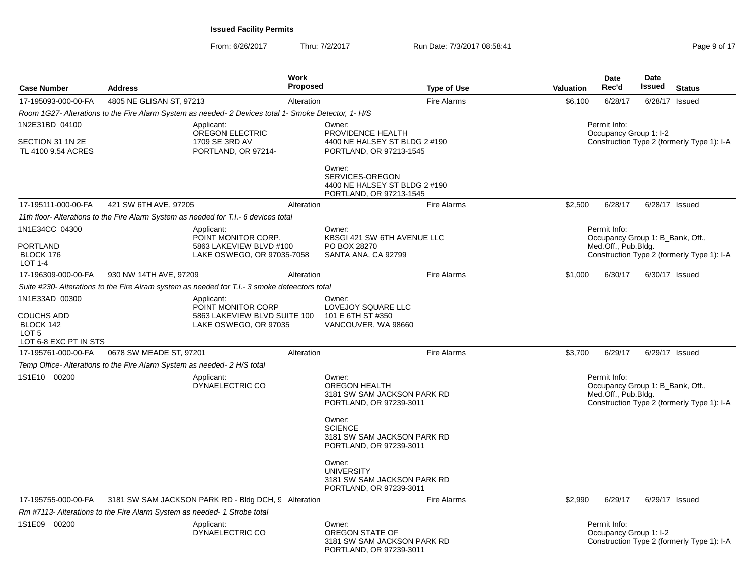**Issued Facility Permits**

From: 6/26/2017 Thru: 7/2/2017 Run Date: 7/3/2017 08:58:41

| Case Number | Address | Work Proposed | Type of Use | Valuation | Date Rec'd | Date Issued | Status |
|---|---|---|---|---|---|---|---|
| 17-195093-000-00-FA | 4805 NE GLISAN ST, 97213 | Alteration | Fire Alarms | $6,100 | 6/28/17 | 6/28/17 | Issued |

*Room 1G27- Alterations to the Fire Alarm System as needed- 2 Devices total 1- Smoke Detector, 1- H/S*

1N2E31BD 04100
SECTION 31 1N 2E
TL 4100 9.54 ACRES

Applicant:
OREGON ELECTRIC
1709 SE 3RD AV
PORTLAND, OR 97214-

Owner:
PROVIDENCE HEALTH
4400 NE HALSEY ST BLDG 2 #190
PORTLAND, OR 97213-1545

Owner:
SERVICES-OREGON
4400 NE HALSEY ST BLDG 2 #190
PORTLAND, OR 97213-1545

Permit Info:
Occupancy Group 1: I-2
Construction Type 2 (formerly Type 1): I-A

---

| Case Number | Address | Work Proposed | Type of Use | Valuation | Date Rec'd | Date Issued | Status |
|---|---|---|---|---|---|---|---|
| 17-195111-000-00-FA | 421 SW 6TH AVE, 97205 | Alteration | Fire Alarms | $2,500 | 6/28/17 | 6/28/17 | Issued |

*11th floor- Alterations to the Fire Alarm System as needed for T.I.- 6 devices total*

1N1E34CC 04300
PORTLAND
BLOCK 176
LOT 1-4

Applicant:
POINT MONITOR CORP.
5863 LAKEVIEW BLVD #100
LAKE OSWEGO, OR 97035-7058

Owner:
KBSGI 421 SW 6TH AVENUE LLC
PO BOX 28270
SANTA ANA, CA 92799

Permit Info:
Occupancy Group 1: B_Bank, Off., Med.Off., Pub.Bldg.
Construction Type 2 (formerly Type 1): I-A

---

| Case Number | Address | Work Proposed | Type of Use | Valuation | Date Rec'd | Date Issued | Status |
|---|---|---|---|---|---|---|---|
| 17-196309-000-00-FA | 930 NW 14TH AVE, 97209 | Alteration | Fire Alarms | $1,000 | 6/30/17 | 6/30/17 | Issued |

*Suite #230- Alterations to the Fire Alram system as needed for T.I.- 3 smoke deteectors total*

1N1E33AD 00300
COUCHS ADD
BLOCK 142
LOT 5
LOT 6-8 EXC PT IN STS

Applicant:
POINT MONITOR CORP
5863 LAKEVIEW BLVD SUITE 100
LAKE OSWEGO, OR 97035

Owner:
LOVEJOY SQUARE LLC
101 E 6TH ST #350
VANCOUVER, WA 98660

---

| Case Number | Address | Work Proposed | Type of Use | Valuation | Date Rec'd | Date Issued | Status |
|---|---|---|---|---|---|---|---|
| 17-195761-000-00-FA | 0678 SW MEADE ST, 97201 | Alteration | Fire Alarms | $3,700 | 6/29/17 | 6/29/17 | Issued |

*Temp Office- Alterations to the Fire Alarm System as needed- 2 H/S total*

1S1E10 00200

Applicant:
DYNAELECTRIC CO

Owner:
OREGON HEALTH
3181 SW SAM JACKSON PARK RD
PORTLAND, OR 97239-3011

Owner:
SCIENCE
3181 SW SAM JACKSON PARK RD
PORTLAND, OR 97239-3011

Owner:
UNIVERSITY
3181 SW SAM JACKSON PARK RD
PORTLAND, OR 97239-3011

Permit Info:
Occupancy Group 1: B_Bank, Off., Med.Off., Pub.Bldg.
Construction Type 2 (formerly Type 1): I-A

---

| Case Number | Address | Work Proposed | Type of Use | Valuation | Date Rec'd | Date Issued | Status |
|---|---|---|---|---|---|---|---|
| 17-195755-000-00-FA | 3181 SW SAM JACKSON PARK RD - Bldg DCH, 9 | Alteration | Fire Alarms | $2,990 | 6/29/17 | 6/29/17 | Issued |

*Rm #7113- Alterations to the Fire Alarm System as needed- 1 Strobe total*

1S1E09 00200

Applicant:
DYNAELECTRIC CO

Owner:
OREGON STATE OF
3181 SW SAM JACKSON PARK RD
PORTLAND, OR 97239-3011

Permit Info:
Occupancy Group 1: I-2
Construction Type 2 (formerly Type 1): I-A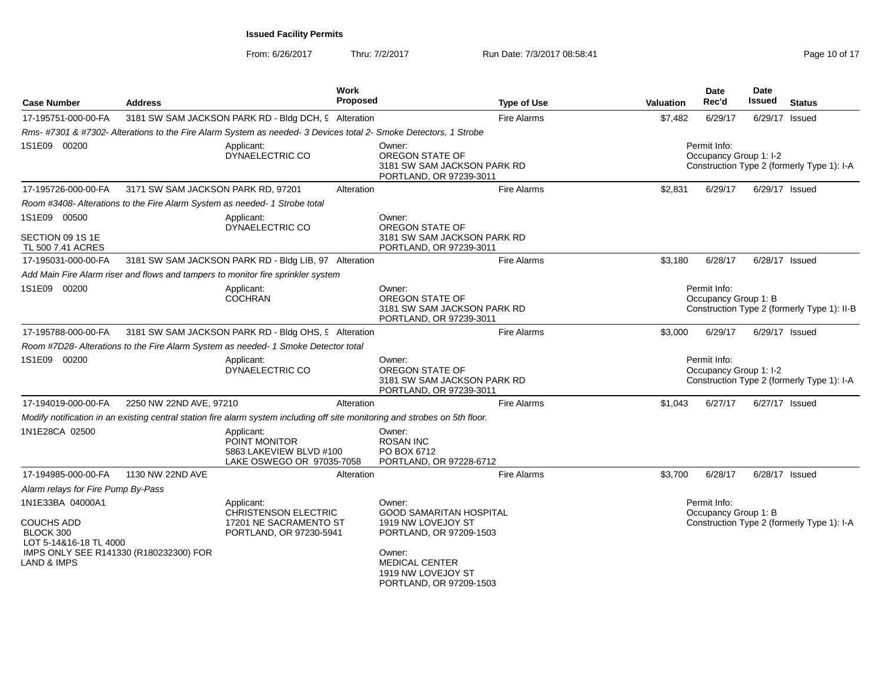**Issued Facility Permits**

From: 6/26/2017 Thru: 7/2/2017 Run Date: 7/3/2017 08:58:41

| Case Number | Address | Work Proposed | Type of Use | Valuation | Date Rec'd | Date Issued | Status |
|---|---|---|---|---|---|---|---|
| 17-195751-000-00-FA | 3181 SW SAM JACKSON PARK RD - Bldg DCH, 9 | Alteration | Fire Alarms | $7,482 | 6/29/17 | 6/29/17 | Issued |
| *Rms- #7301 & #7302- Alterations to the Fire Alarm System as needed- 3 Devices total 2- Smoke Detectors, 1 Strobe* | | | | | | | |
| 1S1E09 00200 | Applicant: DYNAELECTRIC CO | | Owner: OREGON STATE OF 3181 SW SAM JACKSON PARK RD PORTLAND, OR 97239-3011 | | Permit Info: Occupancy Group 1: I-2 Construction Type 2 (formerly Type 1): I-A | | |
| 17-195726-000-00-FA | 3171 SW SAM JACKSON PARK RD, 97201 | Alteration | Fire Alarms | $2,831 | 6/29/17 | 6/29/17 | Issued |
| *Room #3408- Alterations to the Fire Alarm System as needed- 1 Strobe total* | | | | | | | |
| 1S1E09 00500 SECTION 09 1S 1E TL 500 7.41 ACRES | Applicant: DYNAELECTRIC CO | | Owner: OREGON STATE OF 3181 SW SAM JACKSON PARK RD PORTLAND, OR 97239-3011 | | | | |
| 17-195031-000-00-FA | 3181 SW SAM JACKSON PARK RD - Bldg LIB, 97 | Alteration | Fire Alarms | $3,180 | 6/28/17 | 6/28/17 | Issued |
| *Add Main Fire Alarm riser and flows and tampers to monitor fire sprinkler system* | | | | | | | |
| 1S1E09 00200 | Applicant: COCHRAN | | Owner: OREGON STATE OF 3181 SW SAM JACKSON PARK RD PORTLAND, OR 97239-3011 | | Permit Info: Occupancy Group 1: B Construction Type 2 (formerly Type 1): II-B | | |
| 17-195788-000-00-FA | 3181 SW SAM JACKSON PARK RD - Bldg OHS, 9 | Alteration | Fire Alarms | $3,000 | 6/29/17 | 6/29/17 | Issued |
| *Room #7D28- Alterations to the Fire Alarm System as needed- 1 Smoke Detector total* | | | | | | | |
| 1S1E09 00200 | Applicant: DYNAELECTRIC CO | | Owner: OREGON STATE OF 3181 SW SAM JACKSON PARK RD PORTLAND, OR 97239-3011 | | Permit Info: Occupancy Group 1: I-2 Construction Type 2 (formerly Type 1): I-A | | |
| 17-194019-000-00-FA | 2250 NW 22ND AVE, 97210 | Alteration | Fire Alarms | $1,043 | 6/27/17 | 6/27/17 | Issued |
| *Modify notification in an existing central station fire alarm system including off site monitoring and strobes on 5th floor.* | | | | | | | |
| 1N1E28CA 02500 | Applicant: POINT MONITOR 5863 LAKEVIEW BLVD #100 LAKE OSWEGO OR 97035-7058 | | Owner: ROSAN INC PO BOX 6712 PORTLAND, OR 97228-6712 | | | | |
| 17-194985-000-00-FA | 1130 NW 22ND AVE | Alteration | Fire Alarms | $3,700 | 6/28/17 | 6/28/17 | Issued |
| *Alarm relays for Fire Pump By-Pass* | | | | | | | |
| 1N1E33BA 04000A1 COUCHS ADD BLOCK 300 LOT 5-14&16-18 TL 4000 IMPS ONLY SEE R141330 (R180232300) FOR LAND & IMPS | Applicant: CHRISTENSON ELECTRIC 17201 NE SACRAMENTO ST PORTLAND, OR 97230-5941 | | Owner: GOOD SAMARITAN HOSPITAL 1919 NW LOVEJOY ST PORTLAND, OR 97209-1503 Owner: MEDICAL CENTER 1919 NW LOVEJOY ST PORTLAND, OR 97209-1503 | | Permit Info: Occupancy Group 1: B Construction Type 2 (formerly Type 1): I-A | | |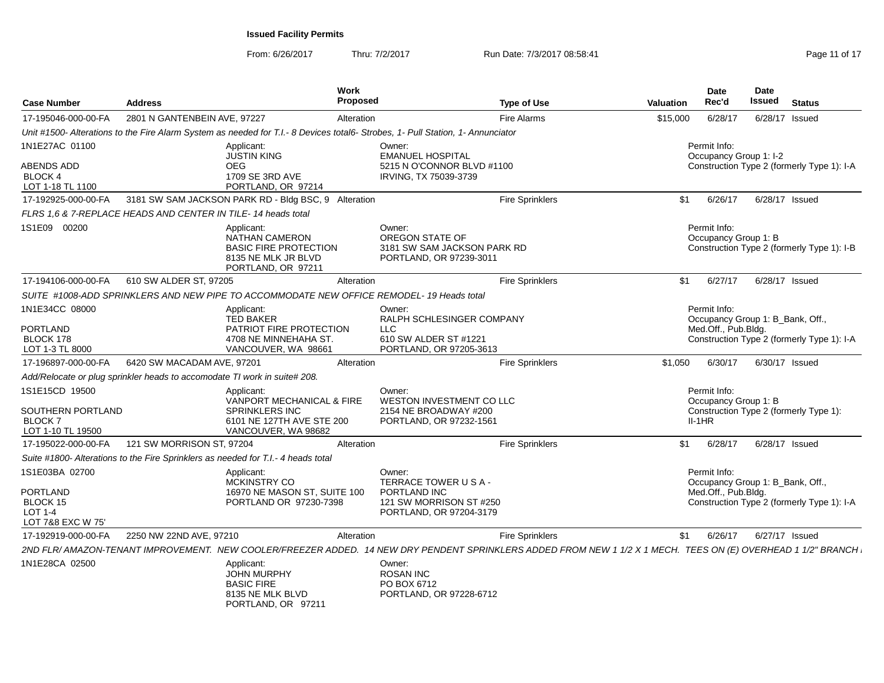**Issued Facility Permits**

From: 6/26/2017 Thru: 7/2/2017 Run Date: 7/3/2017 08:58:41

| Case Number | Address | Work Proposed | Type of Use | Valuation | Date Rec'd | Date Issued | Status |
|---|---|---|---|---|---|---|---|
| 17-195046-000-00-FA | 2801 N GANTENBEIN AVE, 97227 | Alteration | Fire Alarms | $15,000 | 6/28/17 | 6/28/17 | Issued |

*Unit #1500- Alterations to the Fire Alarm System as needed for T.I.- 8 Devices total6- Strobes, 1- Pull Station, 1- Annunciator*

1N1E27AC 01100
ABENDS ADD
BLOCK 4
LOT 1-18 TL 1100

Applicant:
JUSTIN KING
OEG
1709 SE 3RD AVE
PORTLAND, OR 97214

Owner:
EMANUEL HOSPITAL
5215 N O'CONNOR BLVD #1100
IRVING, TX 75039-3739

Permit Info:
Occupancy Group 1: I-2
Construction Type 2 (formerly Type 1): I-A

| Case Number | Address | Work Proposed | Type of Use | Valuation | Date Rec'd | Date Issued | Status |
|---|---|---|---|---|---|---|---|
| 17-192925-000-00-FA | 3181 SW SAM JACKSON PARK RD - Bldg BSC, 9 | Alteration | Fire Sprinklers | $1 | 6/26/17 | 6/28/17 | Issued |

*FLRS 1,6 & 7-REPLACE HEADS AND CENTER IN TILE- 14 heads total*

1S1E09 00200

Applicant:
NATHAN CAMERON
BASIC FIRE PROTECTION
8135 NE MLK JR BLVD
PORTLAND, OR 97211

Owner:
OREGON STATE OF
3181 SW SAM JACKSON PARK RD
PORTLAND, OR 97239-3011

Permit Info:
Occupancy Group 1: B
Construction Type 2 (formerly Type 1): I-B

| Case Number | Address | Work Proposed | Type of Use | Valuation | Date Rec'd | Date Issued | Status |
|---|---|---|---|---|---|---|---|
| 17-194106-000-00-FA | 610 SW ALDER ST, 97205 | Alteration | Fire Sprinklers | $1 | 6/27/17 | 6/28/17 | Issued |

*SUITE #1008-ADD SPRINKLERS AND NEW PIPE TO ACCOMMODATE NEW OFFICE REMODEL- 19 Heads total*

1N1E34CC 08000
PORTLAND
BLOCK 178
LOT 1-3 TL 8000

Applicant:
TED BAKER
PATRIOT FIRE PROTECTION
4708 NE MINNEHAHA ST.
VANCOUVER, WA 98661

Owner:
RALPH SCHLESINGER COMPANY LLC
610 SW ALDER ST #1221
PORTLAND, OR 97205-3613

Permit Info:
Occupancy Group 1: B_Bank, Off., Med.Off., Pub.Bldg.
Construction Type 2 (formerly Type 1): I-A

| Case Number | Address | Work Proposed | Type of Use | Valuation | Date Rec'd | Date Issued | Status |
|---|---|---|---|---|---|---|---|
| 17-196897-000-00-FA | 6420 SW MACADAM AVE, 97201 | Alteration | Fire Sprinklers | $1,050 | 6/30/17 | 6/30/17 | Issued |

*Add/Relocate or plug sprinkler heads to accomodate TI work in suite# 208.*

1S1E15CD 19500
SOUTHERN PORTLAND
BLOCK 7
LOT 1-10 TL 19500

Applicant:
VANPORT MECHANICAL & FIRE SPRINKLERS INC
6101 NE 127TH AVE STE 200
VANCOUVER, WA 98682

Owner:
WESTON INVESTMENT CO LLC
2154 NE BROADWAY #200
PORTLAND, OR 97232-1561

Permit Info:
Occupancy Group 1: B
Construction Type 2 (formerly Type 1): II-1HR

| Case Number | Address | Work Proposed | Type of Use | Valuation | Date Rec'd | Date Issued | Status |
|---|---|---|---|---|---|---|---|
| 17-195022-000-00-FA | 121 SW MORRISON ST, 97204 | Alteration | Fire Sprinklers | $1 | 6/28/17 | 6/28/17 | Issued |

*Suite #1800- Alterations to the Fire Sprinklers as needed for T.I.- 4 heads total*

1S1E03BA 02700
PORTLAND
BLOCK 15
LOT 1-4
LOT 7&8 EXC W 75'

Applicant:
MCKINSTRY CO
16970 NE MASON ST, SUITE 100
PORTLAND OR 97230-7398

Owner:
TERRACE TOWER U S A - PORTLAND INC
121 SW MORRISON ST #250
PORTLAND, OR 97204-3179

Permit Info:
Occupancy Group 1: B_Bank, Off., Med.Off., Pub.Bldg.
Construction Type 2 (formerly Type 1): I-A

| Case Number | Address | Work Proposed | Type of Use | Valuation | Date Rec'd | Date Issued | Status |
|---|---|---|---|---|---|---|---|
| 17-192919-000-00-FA | 2250 NW 22ND AVE, 97210 | Alteration | Fire Sprinklers | $1 | 6/26/17 | 6/27/17 | Issued |

*2ND FLR/ AMAZON-TENANT IMPROVEMENT. NEW COOLER/FREEZER ADDED. 14 NEW DRY PENDENT SPRINKLERS ADDED FROM NEW 1 1/2 X 1 MECH. TEES ON (E) OVERHEAD 1 1/2" BRANCH*

1N1E28CA 02500

Applicant:
JOHN MURPHY
BASIC FIRE
8135 NE MLK BLVD
PORTLAND, OR 97211

Owner:
ROSAN INC
PO BOX 6712
PORTLAND, OR 97228-6712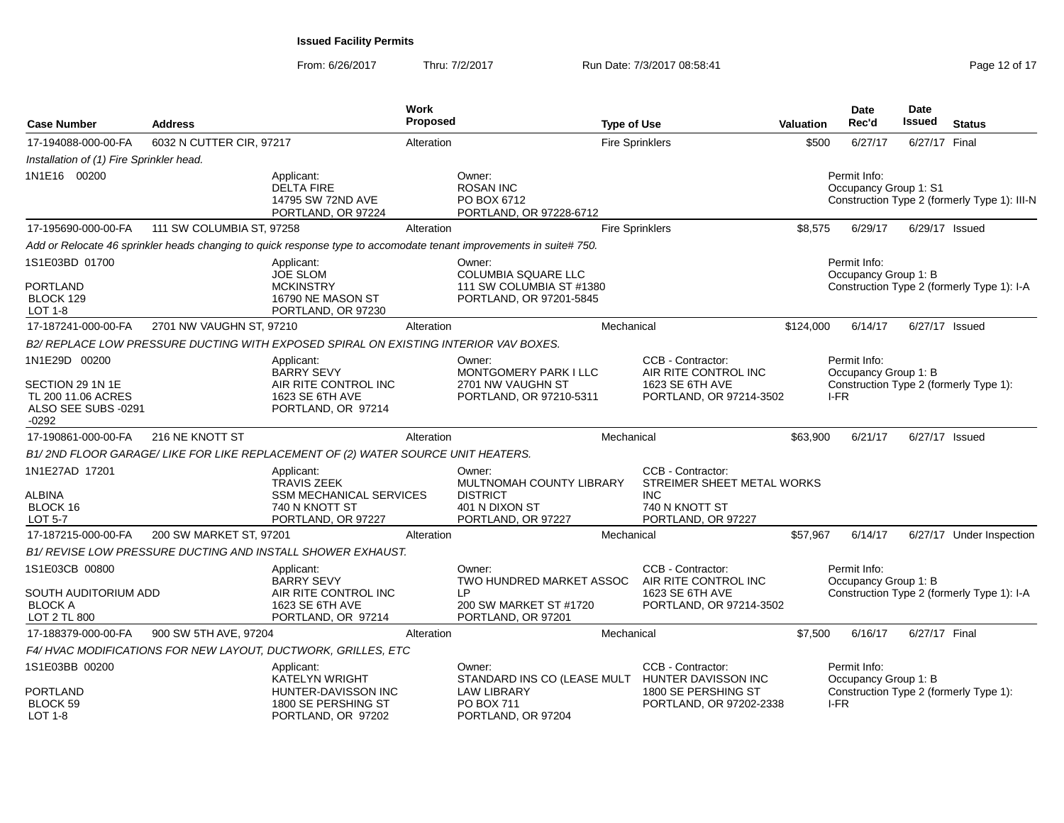**Issued Facility Permits**

From: 6/26/2017 Thru: 7/2/2017 Run Date: 7/3/2017 08:58:41

| Case Number | Address | Work Proposed | Type of Use | Valuation | Date Rec'd | Date Issued | Status |
|---|---|---|---|---|---|---|---|
| 17-194088-000-00-FA | 6032 N CUTTER CIR, 97217 | Alteration | Fire Sprinklers | $500 | 6/27/17 | 6/27/17 | Final |

*Installation of (1) Fire Sprinkler head.*

1N1E16 00200

Applicant: DELTA FIRE, 14795 SW 72ND AVE, PORTLAND, OR 97224

Owner: ROSAN INC, PO BOX 6712, PORTLAND, OR 97228-6712

Permit Info: Occupancy Group 1: S1; Construction Type 2 (formerly Type 1): III-N

| Case Number | Address | Work Proposed | Type of Use | Valuation | Date Rec'd | Date Issued | Status |
|---|---|---|---|---|---|---|---|
| 17-195690-000-00-FA | 111 SW COLUMBIA ST, 97258 | Alteration | Fire Sprinklers | $8,575 | 6/29/17 | 6/29/17 | Issued |

*Add or Relocate 46 sprinkler heads changing to quick response type to accomodate tenant improvements in suite# 750.*

1S1E03BD 01700; PORTLAND; BLOCK 129; LOT 1-8

Applicant: JOE SLOM, MCKINSTRY, 16790 NE MASON ST, PORTLAND, OR 97230

Owner: COLUMBIA SQUARE LLC, 111 SW COLUMBIA ST #1380, PORTLAND, OR 97201-5845

Permit Info: Occupancy Group 1: B; Construction Type 2 (formerly Type 1): I-A

| Case Number | Address | Work Proposed | Type of Use | Valuation | Date Rec'd | Date Issued | Status |
|---|---|---|---|---|---|---|---|
| 17-187241-000-00-FA | 2701 NW VAUGHN ST, 97210 | Alteration | Mechanical | $124,000 | 6/14/17 | 6/27/17 | Issued |

*B2/ REPLACE LOW PRESSURE DUCTING WITH EXPOSED SPIRAL ON EXISTING INTERIOR VAV BOXES.*

1N1E29D 00200; SECTION 29 1N 1E; TL 200 11.06 ACRES; ALSO SEE SUBS -0291 -0292

Applicant: BARRY SEVY, AIR RITE CONTROL INC, 1623 SE 6TH AVE, PORTLAND, OR 97214

Owner: MONTGOMERY PARK I LLC, 2701 NW VAUGHN ST, PORTLAND, OR 97210-5311

CCB - Contractor: AIR RITE CONTROL INC, 1623 SE 6TH AVE, PORTLAND, OR 97214-3502

Permit Info: Occupancy Group 1: B; Construction Type 2 (formerly Type 1): I-FR

| Case Number | Address | Work Proposed | Type of Use | Valuation | Date Rec'd | Date Issued | Status |
|---|---|---|---|---|---|---|---|
| 17-190861-000-00-FA | 216 NE KNOTT ST | Alteration | Mechanical | $63,900 | 6/21/17 | 6/27/17 | Issued |

*B1/ 2ND FLOOR GARAGE/ LIKE FOR LIKE REPLACEMENT OF (2) WATER SOURCE UNIT HEATERS.*

1N1E27AD 17201; ALBINA; BLOCK 16; LOT 5-7

Applicant: TRAVIS ZEEK, SSM MECHANICAL SERVICES, 740 N KNOTT ST, PORTLAND, OR 97227

Owner: MULTNOMAH COUNTY LIBRARY DISTRICT, 401 N DIXON ST, PORTLAND, OR 97227

CCB - Contractor: STREIMER SHEET METAL WORKS INC, 740 N KNOTT ST, PORTLAND, OR 97227

| Case Number | Address | Work Proposed | Type of Use | Valuation | Date Rec'd | Date Issued | Status |
|---|---|---|---|---|---|---|---|
| 17-187215-000-00-FA | 200 SW MARKET ST, 97201 | Alteration | Mechanical | $57,967 | 6/14/17 | 6/27/17 | Under Inspection |

*B1/ REVISE LOW PRESSURE DUCTING AND INSTALL SHOWER EXHAUST.*

1S1E03CB 00800; SOUTH AUDITORIUM ADD; BLOCK A; LOT 2 TL 800

Applicant: BARRY SEVY, AIR RITE CONTROL INC, 1623 SE 6TH AVE, PORTLAND, OR 97214

Owner: TWO HUNDRED MARKET ASSOC LP, 200 SW MARKET ST #1720, PORTLAND, OR 97201

CCB - Contractor: AIR RITE CONTROL INC, 1623 SE 6TH AVE, PORTLAND, OR 97214-3502

Permit Info: Occupancy Group 1: B; Construction Type 2 (formerly Type 1): I-A

| Case Number | Address | Work Proposed | Type of Use | Valuation | Date Rec'd | Date Issued | Status |
|---|---|---|---|---|---|---|---|
| 17-188379-000-00-FA | 900 SW 5TH AVE, 97204 | Alteration | Mechanical | $7,500 | 6/16/17 | 6/27/17 | Final |

*F4/ HVAC MODIFICATIONS FOR NEW LAYOUT, DUCTWORK, GRILLES, ETC*

1S1E03BB 00200; PORTLAND; BLOCK 59; LOT 1-8

Applicant: KATELYN WRIGHT, HUNTER-DAVISSON INC, 1800 SE PERSHING ST, PORTLAND, OR 97202

Owner: STANDARD INS CO (LEASE MULT LAW LIBRARY, PO BOX 711, PORTLAND, OR 97204

CCB - Contractor: HUNTER DAVISSON INC, 1800 SE PERSHING ST, PORTLAND, OR 97202-2338

Permit Info: Occupancy Group 1: B; Construction Type 2 (formerly Type 1): I-FR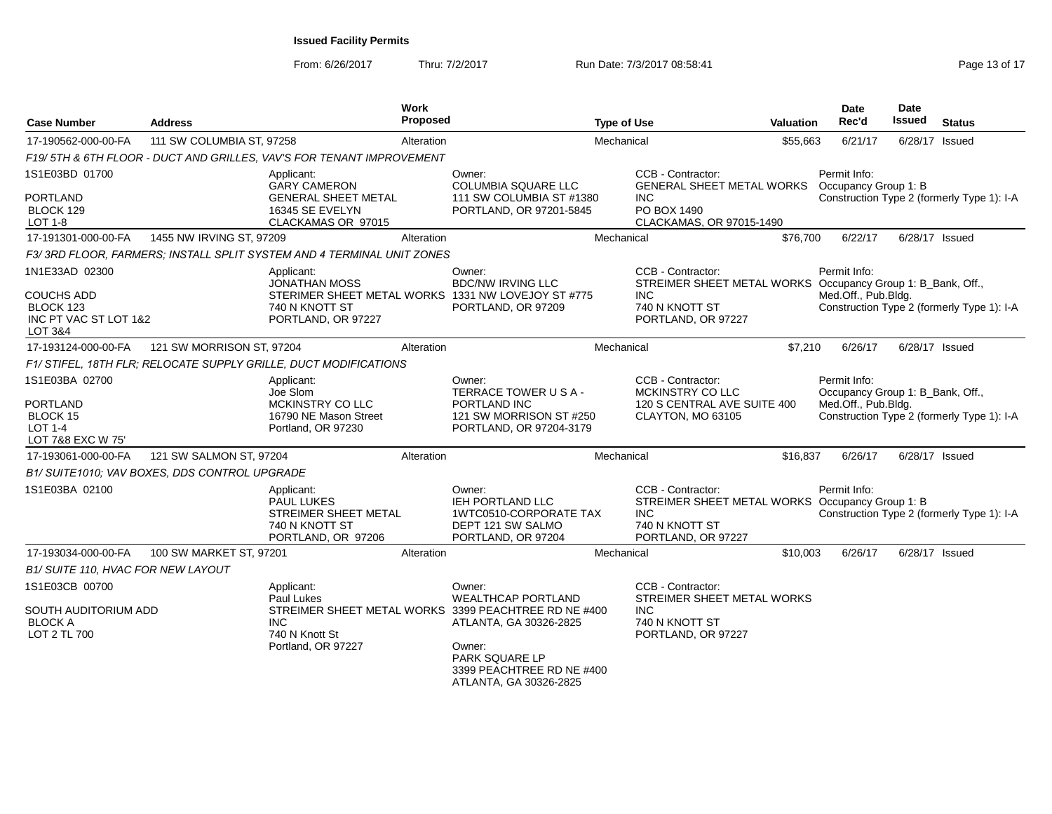**Issued Facility Permits**

From: 6/26/2017 Thru: 7/2/2017 Run Date: 7/3/2017 08:58:41

| Case Number | Address | Work Proposed | Type of Use | Valuation | Date Rec'd | Date Issued | Status |
|---|---|---|---|---|---|---|---|
| 17-190562-000-00-FA | 111 SW COLUMBIA ST, 97258 | Alteration | Mechanical | $55,663 | 6/21/17 | 6/28/17 | Issued |

*F19/ 5TH & 6TH FLOOR - DUCT AND GRILLES, VAV'S FOR TENANT IMPROVEMENT*

1S1E03BD 01700
PORTLAND
BLOCK 129
LOT 1-8

Applicant: GARY CAMERON, GENERAL SHEET METAL, 16345 SE EVELYN, CLACKAMAS OR 97015

Owner: COLUMBIA SQUARE LLC, 111 SW COLUMBIA ST #1380, PORTLAND, OR 97201-5845

CCB - Contractor: GENERAL SHEET METAL WORKS INC, PO BOX 1490, CLACKAMAS, OR 97015-1490

Permit Info: Occupancy Group 1: B; Construction Type 2 (formerly Type 1): I-A

| Case Number | Address | Work Proposed | Type of Use | Valuation | Date Rec'd | Date Issued | Status |
|---|---|---|---|---|---|---|---|
| 17-191301-000-00-FA | 1455 NW IRVING ST, 97209 | Alteration | Mechanical | $76,700 | 6/22/17 | 6/28/17 | Issued |

*F3/ 3RD FLOOR, FARMERS; INSTALL SPLIT SYSTEM AND 4 TERMINAL UNIT ZONES*

1N1E33AD 02300
COUCHS ADD
BLOCK 123
INC PT VAC ST LOT 1&2
LOT 3&4

Applicant: JONATHAN MOSS, STERIMER SHEET METAL WORKS, 740 N KNOTT ST, PORTLAND, OR 97227

Owner: BDC/NW IRVING LLC, 1331 NW LOVEJOY ST #775, PORTLAND, OR 97209

CCB - Contractor: STREIMER SHEET METAL WORKS INC, 740 N KNOTT ST, PORTLAND, OR 97227

Permit Info: Occupancy Group 1: B_Bank, Off., Med.Off., Pub.Bldg.; Construction Type 2 (formerly Type 1): I-A

| Case Number | Address | Work Proposed | Type of Use | Valuation | Date Rec'd | Date Issued | Status |
|---|---|---|---|---|---|---|---|
| 17-193124-000-00-FA | 121 SW MORRISON ST, 97204 | Alteration | Mechanical | $7,210 | 6/26/17 | 6/28/17 | Issued |

*F1/ STIFEL, 18TH FLR; RELOCATE SUPPLY GRILLE, DUCT MODIFICATIONS*

1S1E03BA 02700
PORTLAND
BLOCK 15
LOT 1-4
LOT 7&8 EXC W 75'

Applicant: Joe Slom, MCKINSTRY CO LLC, 16790 NE Mason Street, Portland, OR 97230

Owner: TERRACE TOWER U S A - PORTLAND INC, 121 SW MORRISON ST #250, PORTLAND, OR 97204-3179

CCB - Contractor: MCKINSTRY CO LLC, 120 S CENTRAL AVE SUITE 400, CLAYTON, MO 63105

Permit Info: Occupancy Group 1: B_Bank, Off., Med.Off., Pub.Bldg.; Construction Type 2 (formerly Type 1): I-A

| Case Number | Address | Work Proposed | Type of Use | Valuation | Date Rec'd | Date Issued | Status |
|---|---|---|---|---|---|---|---|
| 17-193061-000-00-FA | 121 SW SALMON ST, 97204 | Alteration | Mechanical | $16,837 | 6/26/17 | 6/28/17 | Issued |

*B1/ SUITE1010; VAV BOXES, DDS CONTROL UPGRADE*

1S1E03BA 02100

Applicant: PAUL LUKES, STREIMER SHEET METAL, 740 N KNOTT ST, PORTLAND, OR 97206

Owner: IEH PORTLAND LLC, 1WTC0510-CORPORATE TAX, DEPT 121 SW SALMO, PORTLAND, OR 97204

CCB - Contractor: STREIMER SHEET METAL WORKS INC, 740 N KNOTT ST, PORTLAND, OR 97227

Permit Info: Occupancy Group 1: B; Construction Type 2 (formerly Type 1): I-A

| Case Number | Address | Work Proposed | Type of Use | Valuation | Date Rec'd | Date Issued | Status |
|---|---|---|---|---|---|---|---|
| 17-193034-000-00-FA | 100 SW MARKET ST, 97201 | Alteration | Mechanical | $10,003 | 6/26/17 | 6/28/17 | Issued |

*B1/ SUITE 110, HVAC FOR NEW LAYOUT*

1S1E03CB 00700
SOUTH AUDITORIUM ADD
BLOCK A
LOT 2 TL 700

Applicant: Paul Lukes, STREIMER SHEET METAL WORKS INC, 740 N Knott St, Portland, OR 97227

Owner: WEALTHCAP PORTLAND, 3399 PEACHTREE RD NE #400, ATLANTA, GA 30326-2825

Owner: PARK SQUARE LP, 3399 PEACHTREE RD NE #400, ATLANTA, GA 30326-2825

CCB - Contractor: STREIMER SHEET METAL WORKS INC, 740 N KNOTT ST, PORTLAND, OR 97227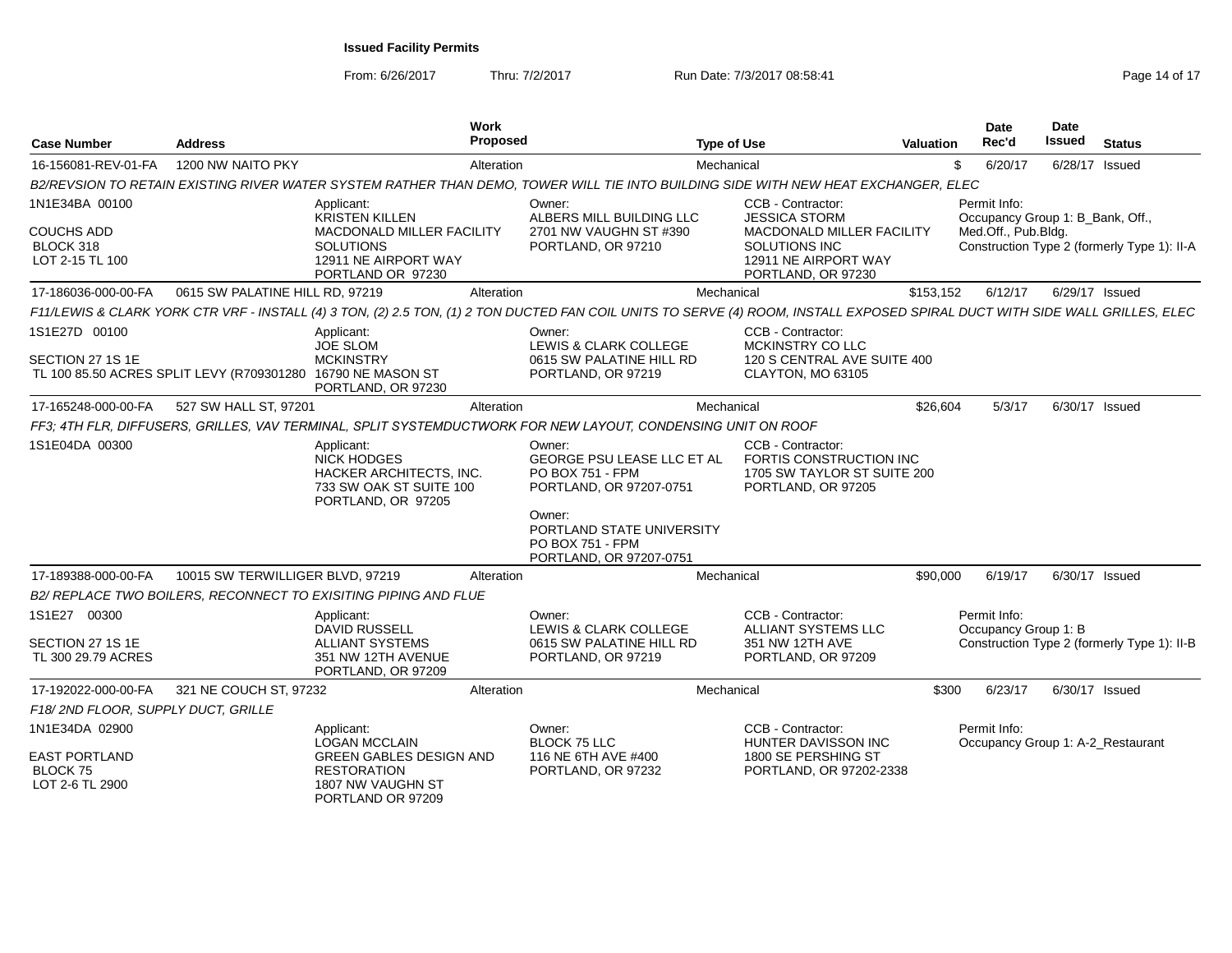**Issued Facility Permits**

From: 6/26/2017 Thru: 7/2/2017 Run Date: 7/3/2017 08:58:41

| Case Number | Address | Work Proposed | Type of Use | Valuation | Date Rec'd | Date Issued | Status |
|---|---|---|---|---|---|---|---|
| 16-156081-REV-01-FA | 1200 NW NAITO PKY | Alteration | Mechanical | $ | 6/20/17 | 6/28/17 | Issued |

*B2/REVSION TO RETAIN EXISTING RIVER WATER SYSTEM RATHER THAN DEMO, TOWER WILL TIE INTO BUILDING SIDE WITH NEW HEAT EXCHANGER, ELEC*

1N1E34BA 00100
COUCHS ADD
BLOCK 318
LOT 2-15 TL 100

Applicant: KRISTEN KILLEN, MACDONALD MILLER FACILITY SOLUTIONS, 12911 NE AIRPORT WAY, PORTLAND OR 97230

Owner: ALBERS MILL BUILDING LLC, 2701 NW VAUGHN ST #390, PORTLAND, OR 97210

CCB - Contractor: JESSICA STORM, MACDONALD MILLER FACILITY SOLUTIONS INC, 12911 NE AIRPORT WAY, PORTLAND, OR 97230

Permit Info: Occupancy Group 1: B_Bank, Off., Med.Off., Pub.Bldg. Construction Type 2 (formerly Type 1): II-A

| Case Number | Address | Work Proposed | Type of Use | Valuation | Date Rec'd | Date Issued | Status |
|---|---|---|---|---|---|---|---|
| 17-186036-000-00-FA | 0615 SW PALATINE HILL RD, 97219 | Alteration | Mechanical | $153,152 | 6/12/17 | 6/29/17 | Issued |

*F11/LEWIS & CLARK YORK CTR VRF - INSTALL (4) 3 TON, (2) 2.5 TON, (1) 2 TON DUCTED FAN COIL UNITS TO SERVE (4) ROOM, INSTALL EXPOSED SPIRAL DUCT WITH SIDE WALL GRILLES, ELEC*

1S1E27D 00100
SECTION 27 1S 1E
TL 100 85.50 ACRES SPLIT LEVY (R709301280

Applicant: JOE SLOM, MCKINSTRY, 16790 NE MASON ST, PORTLAND, OR 97230

Owner: LEWIS & CLARK COLLEGE, 0615 SW PALATINE HILL RD, PORTLAND, OR 97219

CCB - Contractor: MCKINSTRY CO LLC, 120 S CENTRAL AVE SUITE 400, CLAYTON, MO 63105

| Case Number | Address | Work Proposed | Type of Use | Valuation | Date Rec'd | Date Issued | Status |
|---|---|---|---|---|---|---|---|
| 17-165248-000-00-FA | 527 SW HALL ST, 97201 | Alteration | Mechanical | $26,604 | 5/3/17 | 6/30/17 | Issued |

*FF3; 4TH FLR, DIFFUSERS, GRILLES, VAV TERMINAL, SPLIT SYSTEMDUCTWORK FOR NEW LAYOUT, CONDENSING UNIT ON ROOF*

1S1E04DA 00300

Applicant: NICK HODGES, HACKER ARCHITECTS, INC., 733 SW OAK ST SUITE 100, PORTLAND, OR 97205

Owner: GEORGE PSU LEASE LLC ET AL, PO BOX 751 - FPM, PORTLAND, OR 97207-0751

Owner: PORTLAND STATE UNIVERSITY, PO BOX 751 - FPM, PORTLAND, OR 97207-0751

CCB - Contractor: FORTIS CONSTRUCTION INC, 1705 SW TAYLOR ST SUITE 200, PORTLAND, OR 97205

| Case Number | Address | Work Proposed | Type of Use | Valuation | Date Rec'd | Date Issued | Status |
|---|---|---|---|---|---|---|---|
| 17-189388-000-00-FA | 10015 SW TERWILLIGER BLVD, 97219 | Alteration | Mechanical | $90,000 | 6/19/17 | 6/30/17 | Issued |

*B2/ REPLACE TWO BOILERS, RECONNECT TO EXISITING PIPING AND FLUE*

1S1E27 00300
SECTION 27 1S 1E
TL 300 29.79 ACRES

Applicant: DAVID RUSSELL, ALLIANT SYSTEMS, 351 NW 12TH AVENUE, PORTLAND, OR 97209

Owner: LEWIS & CLARK COLLEGE, 0615 SW PALATINE HILL RD, PORTLAND, OR 97219

CCB - Contractor: ALLIANT SYSTEMS LLC, 351 NW 12TH AVE, PORTLAND, OR 97209

Permit Info: Occupancy Group 1: B. Construction Type 2 (formerly Type 1): II-B

| Case Number | Address | Work Proposed | Type of Use | Valuation | Date Rec'd | Date Issued | Status |
|---|---|---|---|---|---|---|---|
| 17-192022-000-00-FA | 321 NE COUCH ST, 97232 | Alteration | Mechanical | $300 | 6/23/17 | 6/30/17 | Issued |

*F18/ 2ND FLOOR, SUPPLY DUCT, GRILLE*

1N1E34DA 02900
EAST PORTLAND
BLOCK 75
LOT 2-6 TL 2900

Applicant: LOGAN MCCLAIN, GREEN GABLES DESIGN AND RESTORATION, 1807 NW VAUGHN ST, PORTLAND OR 97209

Owner: BLOCK 75 LLC, 116 NE 6TH AVE #400, PORTLAND, OR 97232

CCB - Contractor: HUNTER DAVISSON INC, 1800 SE PERSHING ST, PORTLAND, OR 97202-2338

Permit Info: Occupancy Group 1: A-2_Restaurant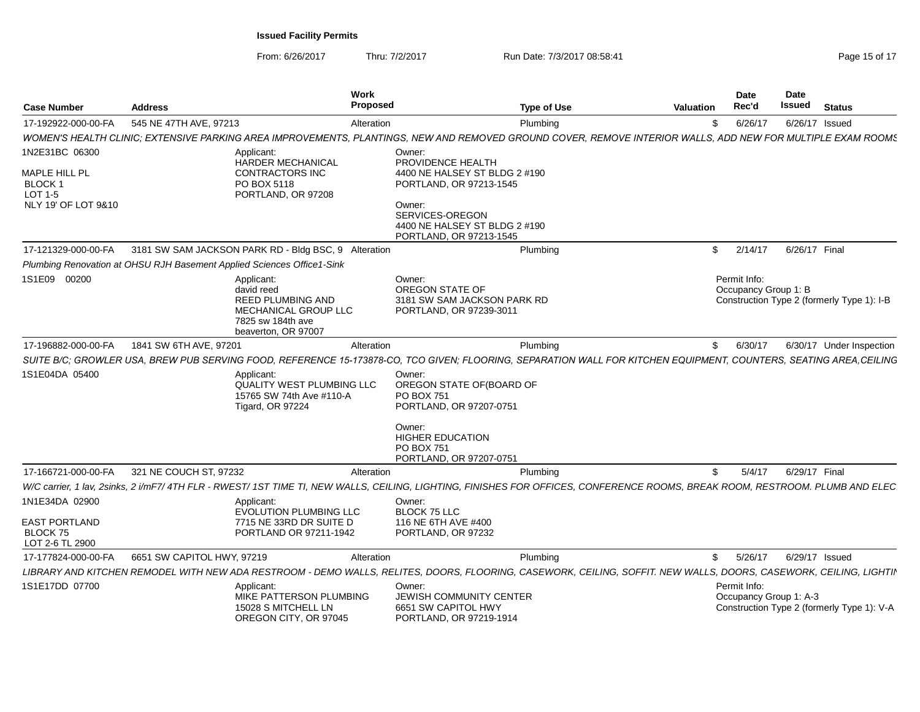**Issued Facility Permits**

From: 6/26/2017 Thru: 7/2/2017 Run Date: 7/3/2017 08:58:41

| Case Number | Address | Work Proposed | Type of Use | Valuation | Date Rec'd | Date Issued | Status |
|---|---|---|---|---|---|---|---|
| 17-192922-000-00-FA | 545 NE 47TH AVE, 97213 | Alteration | Plumbing | $ | 6/26/17 | 6/26/17 | Issued |

*WOMEN'S HEALTH CLINIC; EXTENSIVE PARKING AREA IMPROVEMENTS, PLANTINGS, NEW AND REMOVED GROUND COVER, REMOVE INTERIOR WALLS, ADD NEW FOR MULTIPLE EXAM ROOMS*

1N2E31BC 06300
MAPLE HILL PL
BLOCK 1
LOT 1-5
NLY 19' OF LOT 9&10

Applicant:
HARDER MECHANICAL CONTRACTORS INC
PO BOX 5118
PORTLAND, OR 97208

Owner:
PROVIDENCE HEALTH
4400 NE HALSEY ST BLDG 2 #190
PORTLAND, OR 97213-1545

Owner:
SERVICES-OREGON
4400 NE HALSEY ST BLDG 2 #190
PORTLAND, OR 97213-1545

| Case Number | Address | Work Proposed | Type of Use | Valuation | Date Rec'd | Date Issued | Status |
|---|---|---|---|---|---|---|---|
| 17-121329-000-00-FA | 3181 SW SAM JACKSON PARK RD - Bldg BSC, 9 | Alteration | Plumbing | $ | 2/14/17 | 6/26/17 | Final |

*Plumbing Renovation at OHSU RJH Basement Applied Sciences Office1-Sink*

1S1E09 00200

Applicant:
david reed
REED PLUMBING AND MECHANICAL GROUP LLC
7825 sw 184th ave
beaverton, OR 97007

Owner:
OREGON STATE OF
3181 SW SAM JACKSON PARK RD
PORTLAND, OR 97239-3011

Permit Info:
Occupancy Group 1: B
Construction Type 2 (formerly Type 1): I-B

| Case Number | Address | Work Proposed | Type of Use | Valuation | Date Rec'd | Date Issued | Status |
|---|---|---|---|---|---|---|---|
| 17-196882-000-00-FA | 1841 SW 6TH AVE, 97201 | Alteration | Plumbing | $ | 6/30/17 | 6/30/17 | Under Inspection |

*SUITE B/C; GROWLER USA, BREW PUB SERVING FOOD, REFERENCE 15-173878-CO, TCO GIVEN; FLOORING, SEPARATION WALL FOR KITCHEN EQUIPMENT, COUNTERS, SEATING AREA,CEILING*

1S1E04DA 05400

Applicant:
QUALITY WEST PLUMBING LLC
15765 SW 74th Ave #110-A
Tigard, OR 97224

Owner:
OREGON STATE OF(BOARD OF
PO BOX 751
PORTLAND, OR 97207-0751

Owner:
HIGHER EDUCATION
PO BOX 751
PORTLAND, OR 97207-0751

| Case Number | Address | Work Proposed | Type of Use | Valuation | Date Rec'd | Date Issued | Status |
|---|---|---|---|---|---|---|---|
| 17-166721-000-00-FA | 321 NE COUCH ST, 97232 | Alteration | Plumbing | $ | 5/4/17 | 6/29/17 | Final |

*W/C carrier, 1 lav, 2sinks, 2 i/mF7/ 4TH FLR - RWEST/ 1ST TIME TI, NEW WALLS, CEILING, LIGHTING, FINISHES FOR OFFICES, CONFERENCE ROOMS, BREAK ROOM, RESTROOM. PLUMB AND ELEC*

1N1E34DA 02900
EAST PORTLAND
BLOCK 75
LOT 2-6 TL 2900

Applicant:
EVOLUTION PLUMBING LLC
7715 NE 33RD DR SUITE D
PORTLAND OR 97211-1942

Owner:
BLOCK 75 LLC
116 NE 6TH AVE #400
PORTLAND, OR 97232

| Case Number | Address | Work Proposed | Type of Use | Valuation | Date Rec'd | Date Issued | Status |
|---|---|---|---|---|---|---|---|
| 17-177824-000-00-FA | 6651 SW CAPITOL HWY, 97219 | Alteration | Plumbing | $ | 5/26/17 | 6/29/17 | Issued |

*LIBRARY AND KITCHEN REMODEL WITH NEW ADA RESTROOM - DEMO WALLS, RELITES, DOORS, FLOORING, CASEWORK, CEILING, SOFFIT. NEW WALLS, DOORS, CASEWORK, CEILING, LIGHTIN*

1S1E17DD 07700

Applicant:
MIKE PATTERSON PLUMBING
15028 S MITCHELL LN
OREGON CITY, OR 97045

Owner:
JEWISH COMMUNITY CENTER
6651 SW CAPITOL HWY
PORTLAND, OR 97219-1914

Permit Info:
Occupancy Group 1: A-3
Construction Type 2 (formerly Type 1): V-A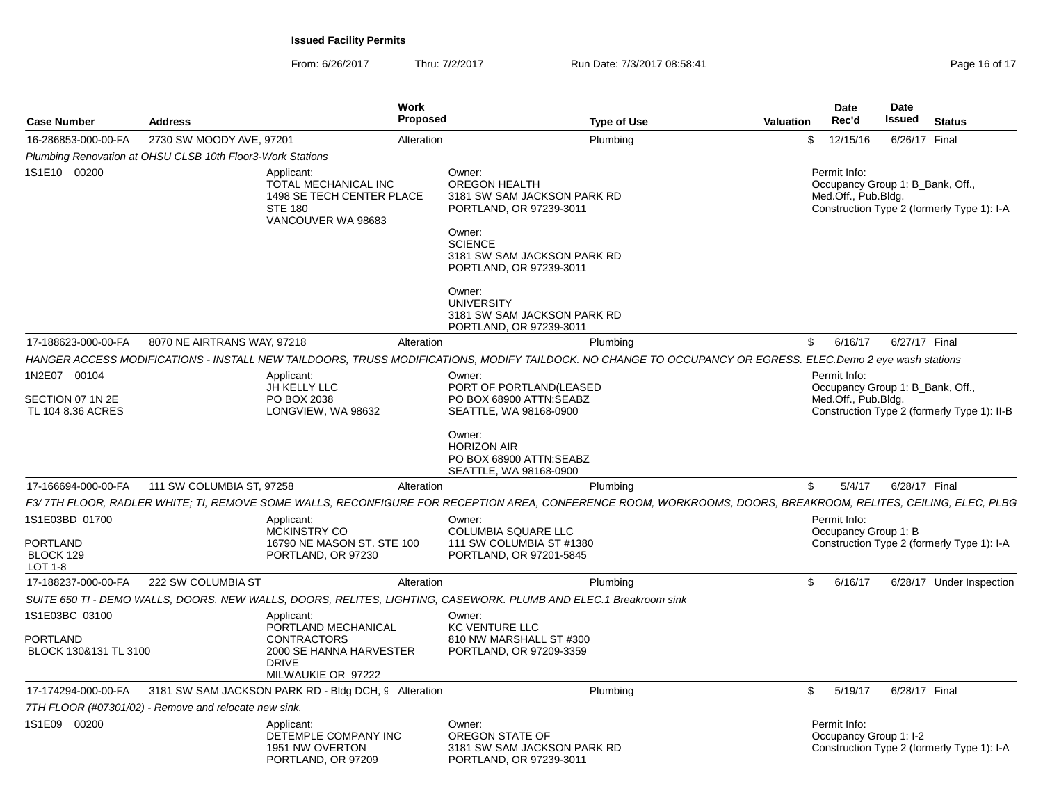**Issued Facility Permits**

From: 6/26/2017 Thru: 7/2/2017 Run Date: 7/3/2017 08:58:41

| Case Number | Address | Work Proposed | Type of Use | Valuation | Date Rec'd | Date Issued | Status |
|---|---|---|---|---|---|---|---|
| 16-286853-000-00-FA | 2730 SW MOODY AVE, 97201 | Alteration | Plumbing | $ | 12/15/16 | 6/26/17 | Final |

*Plumbing Renovation at OHSU CLSB 10th Floor3-Work Stations*

1S1E10 00200

Applicant:
TOTAL MECHANICAL INC
1498 SE TECH CENTER PLACE
STE 180
VANCOUVER WA 98683

Owner:
OREGON HEALTH
3181 SW SAM JACKSON PARK RD
PORTLAND, OR 97239-3011

Owner:
SCIENCE
3181 SW SAM JACKSON PARK RD
PORTLAND, OR 97239-3011

Owner:
UNIVERSITY
3181 SW SAM JACKSON PARK RD
PORTLAND, OR 97239-3011

Permit Info:
Occupancy Group 1: B_Bank, Off., Med.Off., Pub.Bldg.
Construction Type 2 (formerly Type 1): I-A

| Case Number | Address | Work Proposed | Type of Use | Valuation | Date Rec'd | Date Issued | Status |
|---|---|---|---|---|---|---|---|
| 17-188623-000-00-FA | 8070 NE AIRTRANS WAY, 97218 | Alteration | Plumbing | $ | 6/16/17 | 6/27/17 | Final |

*HANGER ACCESS MODIFICATIONS - INSTALL NEW TAILDOORS, TRUSS MODIFICATIONS, MODIFY TAILDOCK. NO CHANGE TO OCCUPANCY OR EGRESS. ELEC.Demo 2 eye wash stations*

1N2E07 00104
SECTION 07 1N 2E
TL 104 8.36 ACRES

Applicant:
JH KELLY LLC
PO BOX 2038
LONGVIEW, WA 98632

Owner:
PORT OF PORTLAND(LEASED
PO BOX 68900 ATTN:SEABZ
SEATTLE, WA 98168-0900

Owner:
HORIZON AIR
PO BOX 68900 ATTN:SEABZ
SEATTLE, WA 98168-0900

Permit Info:
Occupancy Group 1: B_Bank, Off., Med.Off., Pub.Bldg.
Construction Type 2 (formerly Type 1): II-B

| Case Number | Address | Work Proposed | Type of Use | Valuation | Date Rec'd | Date Issued | Status |
|---|---|---|---|---|---|---|---|
| 17-166694-000-00-FA | 111 SW COLUMBIA ST, 97258 | Alteration | Plumbing | $ | 5/4/17 | 6/28/17 | Final |

*F3/ 7TH FLOOR, RADLER WHITE; TI, REMOVE SOME WALLS, RECONFIGURE FOR RECEPTION AREA, CONFERENCE ROOM, WORKROOMS, DOORS, BREAKROOM, RELITES, CEILING, ELEC, PLBG*

1S1E03BD 01700
PORTLAND
BLOCK 129
LOT 1-8

Applicant:
MCKINSTRY CO
16790 NE MASON ST. STE 100
PORTLAND, OR 97230

Owner:
COLUMBIA SQUARE LLC
111 SW COLUMBIA ST #1380
PORTLAND, OR 97201-5845

Permit Info:
Occupancy Group 1: B
Construction Type 2 (formerly Type 1): I-A

| Case Number | Address | Work Proposed | Type of Use | Valuation | Date Rec'd | Date Issued | Status |
|---|---|---|---|---|---|---|---|
| 17-188237-000-00-FA | 222 SW COLUMBIA ST | Alteration | Plumbing | $ | 6/16/17 | 6/28/17 | Under Inspection |

*SUITE 650 TI - DEMO WALLS, DOORS. NEW WALLS, DOORS, RELITES, LIGHTING, CASEWORK. PLUMB AND ELEC.1 Breakroom sink*

1S1E03BC 03100
PORTLAND
BLOCK 130&131 TL 3100

Applicant:
PORTLAND MECHANICAL CONTRACTORS
2000 SE HANNA HARVESTER DRIVE
MILWAUKIE OR 97222

Owner:
KC VENTURE LLC
810 NW MARSHALL ST #300
PORTLAND, OR 97209-3359

| Case Number | Address | Work Proposed | Type of Use | Valuation | Date Rec'd | Date Issued | Status |
|---|---|---|---|---|---|---|---|
| 17-174294-000-00-FA | 3181 SW SAM JACKSON PARK RD - Bldg DCH, 9 | Alteration | Plumbing | $ | 5/19/17 | 6/28/17 | Final |

*7TH FLOOR (#07301/02) - Remove and relocate new sink.*

1S1E09 00200

Applicant:
DETEMPLE COMPANY INC
1951 NW OVERTON
PORTLAND, OR 97209

Owner:
OREGON STATE OF
3181 SW SAM JACKSON PARK RD
PORTLAND, OR 97239-3011

Permit Info:
Occupancy Group 1: I-2
Construction Type 2 (formerly Type 1): I-A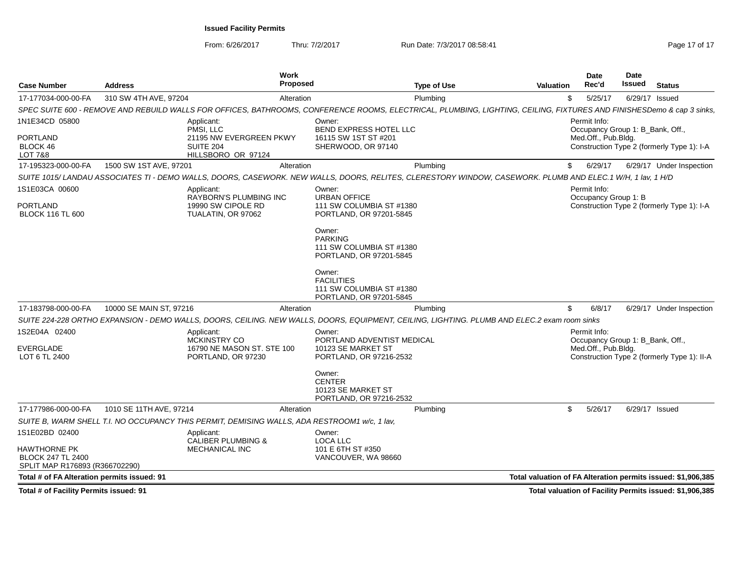**Issued Facility Permits**

From: 6/26/2017 Thru: 7/2/2017 Run Date: 7/3/2017 08:58:41

| Case Number | Address | Work Proposed | Type of Use | Valuation | Date Rec'd | Date Issued | Status |
|---|---|---|---|---|---|---|---|
| 17-177034-000-00-FA | 310 SW 4TH AVE, 97204 | Alteration | Plumbing | $ | 5/25/17 | 6/29/17 | Issued |

*SPEC SUITE 600 - REMOVE AND REBUILD WALLS FOR OFFICES, BATHROOMS, CONFERENCE ROOMS, ELECTRICAL, PLUMBING, LIGHTING, CEILING, FIXTURES AND FINISHESDemo & cap 3 sinks,*

1N1E34CD 05800
PORTLAND
BLOCK 46
LOT 7&8

Applicant:
PMSI, LLC
21195 NW EVERGREEN PKWY
SUITE 204
HILLSBORO OR 97124

Owner:
BEND EXPRESS HOTEL LLC
16115 SW 1ST ST #201
SHERWOOD, OR 97140

Permit Info:
Occupancy Group 1: B_Bank, Off., Med.Off., Pub.Bldg.
Construction Type 2 (formerly Type 1): I-A

| Case Number | Address | Work Proposed | Type of Use | Valuation | Date Rec'd | Date Issued | Status |
|---|---|---|---|---|---|---|---|
| 17-195323-000-00-FA | 1500 SW 1ST AVE, 97201 | Alteration | Plumbing | $ | 6/29/17 | 6/29/17 | Under Inspection |

*SUITE 1015/ LANDAU ASSOCIATES TI - DEMO WALLS, DOORS, CASEWORK. NEW WALLS, DOORS, RELITES, CLERESTORY WINDOW, CASEWORK. PLUMB AND ELEC.1 W/H, 1 lav, 1 H/D*

1S1E03CA 00600
PORTLAND
BLOCK 116 TL 600

Applicant:
RAYBORN'S PLUMBING INC
19990 SW CIPOLE RD
TUALATIN, OR 97062

Owner:
URBAN OFFICE
111 SW COLUMBIA ST #1380
PORTLAND, OR 97201-5845

Owner:
PARKING
111 SW COLUMBIA ST #1380
PORTLAND, OR 97201-5845

Owner:
FACILITIES
111 SW COLUMBIA ST #1380
PORTLAND, OR 97201-5845

Permit Info:
Occupancy Group 1: B
Construction Type 2 (formerly Type 1): I-A

| Case Number | Address | Work Proposed | Type of Use | Valuation | Date Rec'd | Date Issued | Status |
|---|---|---|---|---|---|---|---|
| 17-183798-000-00-FA | 10000 SE MAIN ST, 97216 | Alteration | Plumbing | $ | 6/8/17 | 6/29/17 | Under Inspection |

*SUITE 224-228 ORTHO EXPANSION - DEMO WALLS, DOORS, CEILING. NEW WALLS, DOORS, EQUIPMENT, CEILING, LIGHTING. PLUMB AND ELEC.2 exam room sinks*

1S2E04A 02400
EVERGLADE
LOT 6 TL 2400

Applicant:
MCKINSTRY CO
16790 NE MASON ST. STE 100
PORTLAND, OR 97230

Owner:
PORTLAND ADVENTIST MEDICAL
10123 SE MARKET ST
PORTLAND, OR 97216-2532

Owner:
CENTER
10123 SE MARKET ST
PORTLAND, OR 97216-2532

Permit Info:
Occupancy Group 1: B_Bank, Off., Med.Off., Pub.Bldg.
Construction Type 2 (formerly Type 1): II-A

| Case Number | Address | Work Proposed | Type of Use | Valuation | Date Rec'd | Date Issued | Status |
|---|---|---|---|---|---|---|---|
| 17-177986-000-00-FA | 1010 SE 11TH AVE, 97214 | Alteration | Plumbing | $ | 5/26/17 | 6/29/17 | Issued |

*SUITE B, WARM SHELL T.I. NO OCCUPANCY THIS PERMIT, DEMISING WALLS, ADA RESTROOM1 w/c, 1 lav,*

1S1E02BD 02400
HAWTHORNE PK
BLOCK 247 TL 2400
SPLIT MAP R176893 (R366702290)

Applicant:
CALIBER PLUMBING & MECHANICAL INC

Owner:
LOCA LLC
101 E 6TH ST #350
VANCOUVER, WA 98660

**Total # of FA Alteration permits issued: 91** — **Total valuation of FA Alteration permits issued: $1,906,385**

**Total # of Facility Permits issued: 91** — **Total valuation of Facility Permits issued: $1,906,385**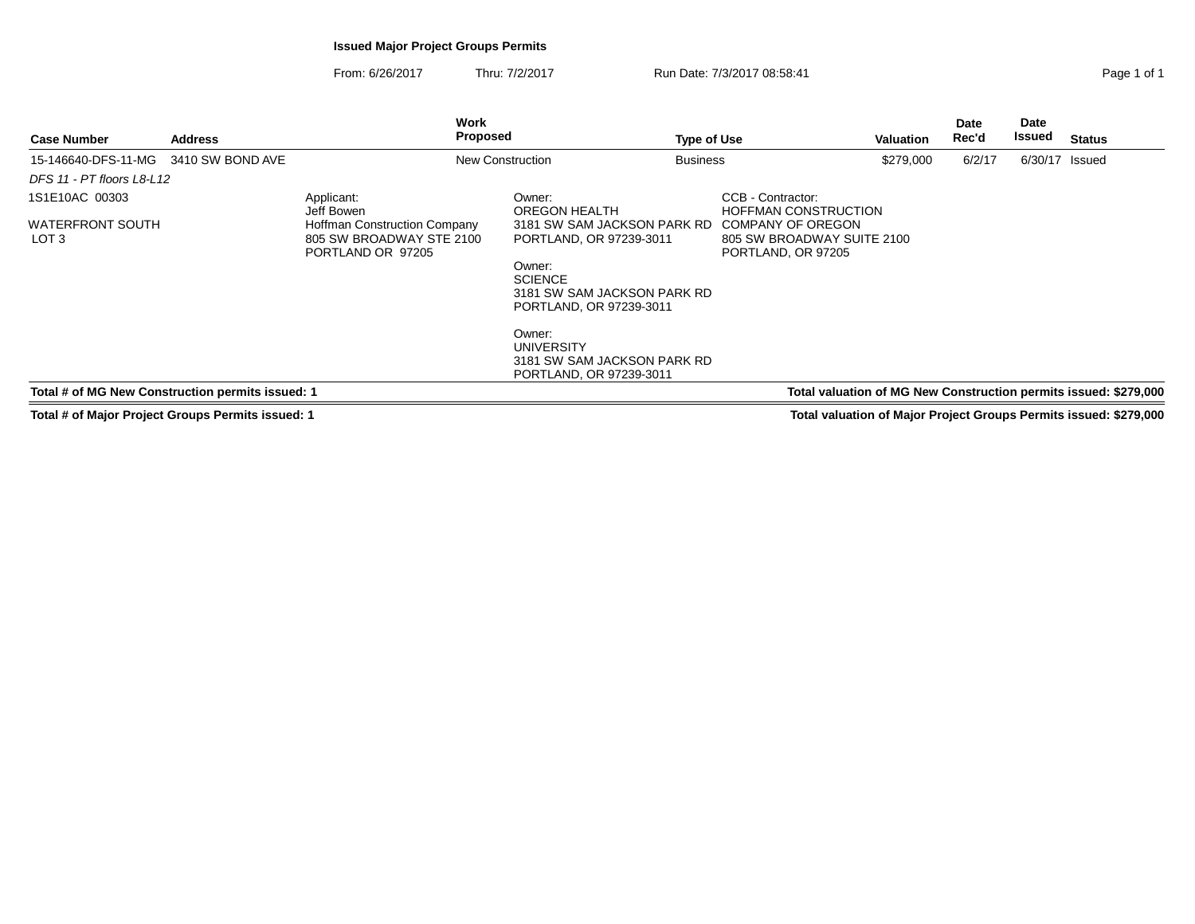# Issued Major Project Groups Permits

From: 6/26/2017 Thru: 7/2/2017 Run Date: 7/3/2017 08:58:41

| Case Number | Address | Work Proposed | Type of Use | Valuation | Date Rec'd | Date Issued | Status |
|---|---|---|---|---|---|---|---|
| 15-146640-DFS-11-MG | 3410 SW BOND AVE | New Construction | Business | $279,000 | 6/2/17 | 6/30/17 | Issued |

*DFS 11 - PT floors L8-L12*

1S1E10AC 00303

WATERFRONT SOUTH
LOT 3

Applicant:
Jeff Bowen
Hoffman Construction Company
805 SW BROADWAY STE 2100
PORTLAND OR 97205

Owner:
OREGON HEALTH
3181 SW SAM JACKSON PARK RD
PORTLAND, OR 97239-3011

Owner:
SCIENCE
3181 SW SAM JACKSON PARK RD
PORTLAND, OR 97239-3011

Owner:
UNIVERSITY
3181 SW SAM JACKSON PARK RD
PORTLAND, OR 97239-3011

CCB - Contractor:
HOFFMAN CONSTRUCTION COMPANY OF OREGON
805 SW BROADWAY SUITE 2100
PORTLAND, OR 97205

**Total # of MG New Construction permits issued: 1**

**Total valuation of MG New Construction permits issued: $279,000**

**Total # of Major Project Groups Permits issued: 1**

**Total valuation of Major Project Groups Permits issued: $279,000**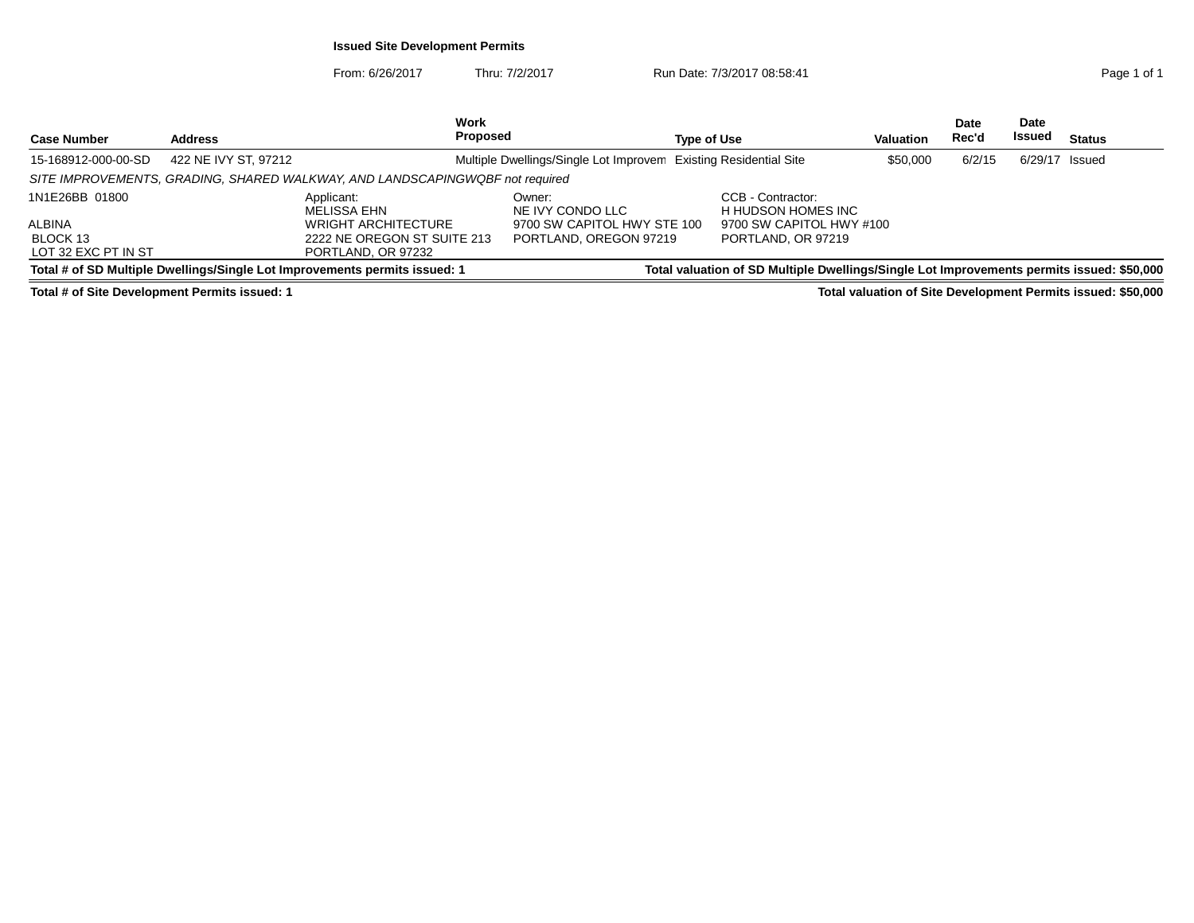**Issued Site Development Permits**

From: 6/26/2017 Thru: 7/2/2017 Run Date: 7/3/2017 08:58:41

| Case Number | Address | Work Proposed | Type of Use | Valuation | Date Rec'd | Date Issued | Status |
|---|---|---|---|---|---|---|---|
| 15-168912-000-00-SD | 422 NE IVY ST, 97212 | Multiple Dwellings/Single Lot Improvem | Existing Residential Site | $50,000 | 6/2/15 | 6/29/17 | Issued |

*SITE IMPROVEMENTS, GRADING, SHARED WALKWAY, AND LANDSCAPINGWQBF not required*

| | Applicant: | Owner: | CCB - Contractor: |
|---|---|---|---|
| 1N1E26BB 01800 | MELISSA EHN | NE IVY CONDO LLC | H HUDSON HOMES INC |
| ALBINA | WRIGHT ARCHITECTURE | 9700 SW CAPITOL HWY STE 100 | 9700 SW CAPITOL HWY #100 |
| BLOCK 13 | 2222 NE OREGON ST SUITE 213 | PORTLAND, OREGON 97219 | PORTLAND, OR 97219 |
| LOT 32 EXC PT IN ST | PORTLAND, OR 97232 | | |

**Total # of SD Multiple Dwellings/Single Lot Improvements permits issued: 1**

**Total valuation of SD Multiple Dwellings/Single Lot Improvements permits issued: $50,000**

**Total # of Site Development Permits issued: 1**

**Total valuation of Site Development Permits issued: $50,000**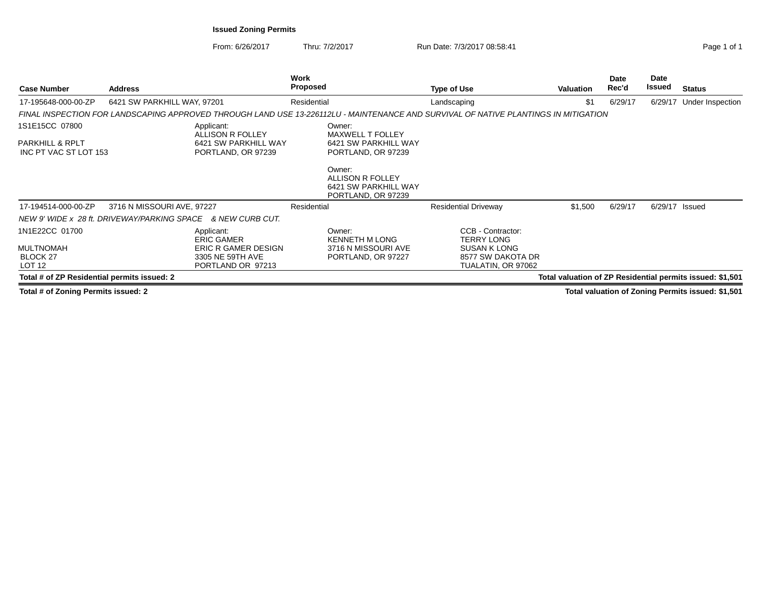**Issued Zoning Permits**

From: 6/26/2017 Thru: 7/2/2017 Run Date: 7/3/2017 08:58:41

| Case Number | Address | Work Proposed | Type of Use | Valuation | Date Rec'd | Date Issued | Status |
|---|---|---|---|---|---|---|---|
| 17-195648-000-00-ZP | 6421 SW PARKHILL WAY, 97201 | Residential | Landscaping | $1 | 6/29/17 | 6/29/17 | Under Inspection |

*FINAL INSPECTION FOR LANDSCAPING APPROVED THROUGH LAND USE 13-226112LU - MAINTENANCE AND SURVIVAL OF NATIVE PLANTINGS IN MITIGATION*

1S1E15CC 07800

PARKHILL & RPLT
INC PT VAC ST LOT 153

Applicant:
ALLISON R FOLLEY
6421 SW PARKHILL WAY
PORTLAND, OR 97239

Owner:
MAXWELL T FOLLEY
6421 SW PARKHILL WAY
PORTLAND, OR 97239

Owner:
ALLISON R FOLLEY
6421 SW PARKHILL WAY
PORTLAND, OR 97239

| Case Number | Address | Work Proposed | Type of Use | Valuation | Date Rec'd | Date Issued | Status |
|---|---|---|---|---|---|---|---|
| 17-194514-000-00-ZP | 3716 N MISSOURI AVE, 97227 | Residential | Residential Driveway | $1,500 | 6/29/17 | 6/29/17 | Issued |

*NEW 9' WIDE x 28 ft. DRIVEWAY/PARKING SPACE & NEW CURB CUT.*

1N1E22CC 01700

MULTNOMAH
BLOCK 27
LOT 12

Applicant:
ERIC GAMER
ERIC R GAMER DESIGN
3305 NE 59TH AVE
PORTLAND OR 97213

Owner:
KENNETH M LONG
3716 N MISSOURI AVE
PORTLAND, OR 97227

CCB - Contractor:
TERRY LONG
SUSAN K LONG
8577 SW DAKOTA DR
TUALATIN, OR 97062

**Total # of ZP Residential permits issued: 2** — **Total valuation of ZP Residential permits issued: $1,501**

**Total # of Zoning Permits issued: 2** — **Total valuation of Zoning Permits issued: $1,501**